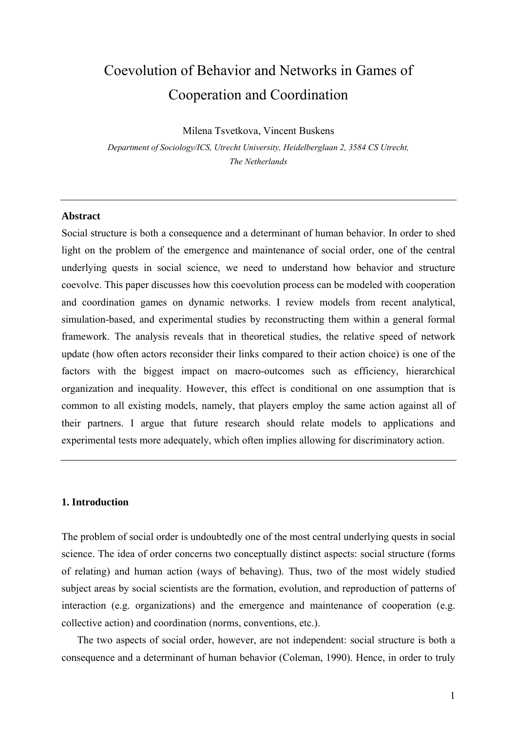# Coevolution of Behavior and Networks in Games of Cooperation and Coordination

Milena Tsvetkova, Vincent Buskens

*Department of Sociology/ICS, Utrecht University, Heidelberglaan 2, 3584 CS Utrecht, The Netherlands*

---

**Abstract**

Social structure is both a consequence and a determinant of human behavior. In order to shed light on the problem of the emergence and maintenance of social order, one of the central underlying quests in social science, we need to understand how behavior and structure coevolve. This paper discusses how this coevolution process can be modeled with cooperation and coordination games on dynamic networks. I review models from recent analytical, simulation-based, and experimental studies by reconstructing them within a general formal framework. The analysis reveals that in theoretical studies, the relative speed of network update (how often actors reconsider their links compared to their action choice) is one of the factors with the biggest impact on macro-outcomes such as efficiency, hierarchical organization and inequality. However, this effect is conditional on one assumption that is common to all existing models, namely, that players employ the same action against all of their partners. I argue that future research should relate models to applications and experimental tests more adequately, which often implies allowing for discriminatory action.

---

## 1. Introduction

The problem of social order is undoubtedly one of the most central underlying quests in social science. The idea of order concerns two conceptually distinct aspects: social structure (forms of relating) and human action (ways of behaving). Thus, two of the most widely studied subject areas by social scientists are the formation, evolution, and reproduction of patterns of interaction (e.g. organizations) and the emergence and maintenance of cooperation (e.g. collective action) and coordination (norms, conventions, etc.).

The two aspects of social order, however, are not independent: social structure is both a consequence and a determinant of human behavior (Coleman, 1990). Hence, in order to truly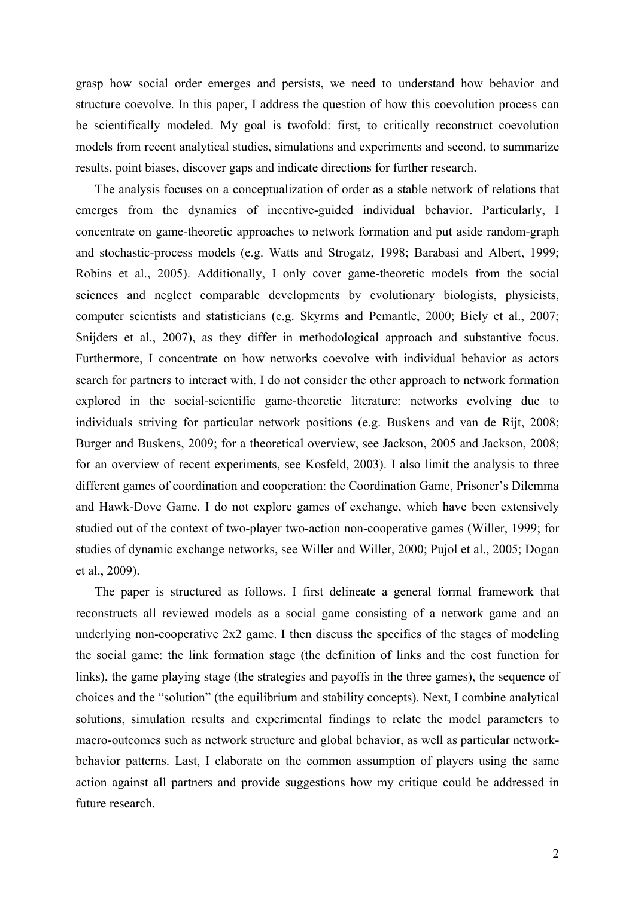grasp how social order emerges and persists, we need to understand how behavior and structure coevolve. In this paper, I address the question of how this coevolution process can be scientifically modeled. My goal is twofold: first, to critically reconstruct coevolution models from recent analytical studies, simulations and experiments and second, to summarize results, point biases, discover gaps and indicate directions for further research.

The analysis focuses on a conceptualization of order as a stable network of relations that emerges from the dynamics of incentive-guided individual behavior. Particularly, I concentrate on game-theoretic approaches to network formation and put aside random-graph and stochastic-process models (e.g. Watts and Strogatz, 1998; Barabasi and Albert, 1999; Robins et al., 2005). Additionally, I only cover game-theoretic models from the social sciences and neglect comparable developments by evolutionary biologists, physicists, computer scientists and statisticians (e.g. Skyrms and Pemantle, 2000; Biely et al., 2007; Snijders et al., 2007), as they differ in methodological approach and substantive focus. Furthermore, I concentrate on how networks coevolve with individual behavior as actors search for partners to interact with. I do not consider the other approach to network formation explored in the social-scientific game-theoretic literature: networks evolving due to individuals striving for particular network positions (e.g. Buskens and van de Rijt, 2008; Burger and Buskens, 2009; for a theoretical overview, see Jackson, 2005 and Jackson, 2008; for an overview of recent experiments, see Kosfeld, 2003). I also limit the analysis to three different games of coordination and cooperation: the Coordination Game, Prisoner's Dilemma and Hawk-Dove Game. I do not explore games of exchange, which have been extensively studied out of the context of two-player two-action non-cooperative games (Willer, 1999; for studies of dynamic exchange networks, see Willer and Willer, 2000; Pujol et al., 2005; Dogan et al., 2009).

The paper is structured as follows. I first delineate a general formal framework that reconstructs all reviewed models as a social game consisting of a network game and an underlying non-cooperative 2x2 game. I then discuss the specifics of the stages of modeling the social game: the link formation stage (the definition of links and the cost function for links), the game playing stage (the strategies and payoffs in the three games), the sequence of choices and the "solution" (the equilibrium and stability concepts). Next, I combine analytical solutions, simulation results and experimental findings to relate the model parameters to macro-outcomes such as network structure and global behavior, as well as particular network-behavior patterns. Last, I elaborate on the common assumption of players using the same action against all partners and provide suggestions how my critique could be addressed in future research.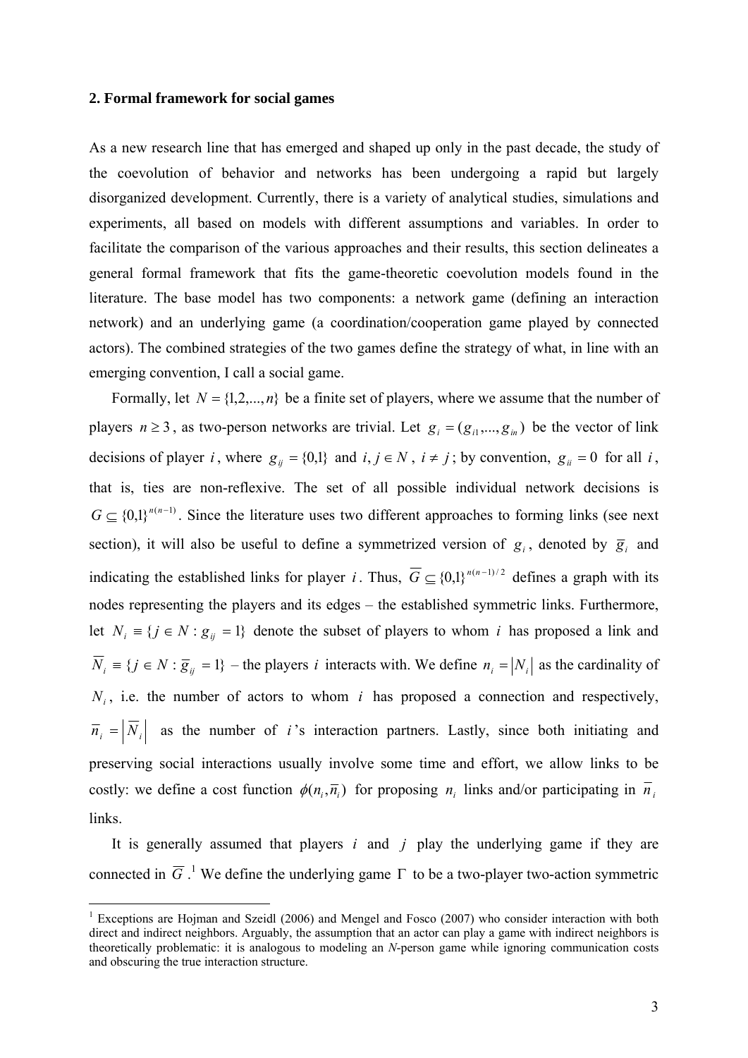**2. Formal framework for social games**

As a new research line that has emerged and shaped up only in the past decade, the study of the coevolution of behavior and networks has been undergoing a rapid but largely disorganized development. Currently, there is a variety of analytical studies, simulations and experiments, all based on models with different assumptions and variables. In order to facilitate the comparison of the various approaches and their results, this section delineates a general formal framework that fits the game-theoretic coevolution models found in the literature. The base model has two components: a network game (defining an interaction network) and an underlying game (a coordination/cooperation game played by connected actors). The combined strategies of the two games define the strategy of what, in line with an emerging convention, I call a social game.

Formally, let $N = \{1,2,...,n\}$ be a finite set of players, where we assume that the number of players $n \geq 3$, as two-person networks are trivial. Let $g_i = (g_{i1},...,g_{in})$ be the vector of link decisions of player $i$, where $g_{ij} = \{0,1\}$ and $i, j \in N$, $i \neq j$; by convention, $g_{ii} = 0$ for all $i$, that is, ties are non-reflexive. The set of all possible individual network decisions is $G \subseteq \{0,1\}^{n(n-1)}$. Since the literature uses two different approaches to forming links (see next section), it will also be useful to define a symmetrized version of $g_i$, denoted by $\overline{g}_i$ and indicating the established links for player $i$. Thus, $\overline{G} \subseteq \{0,1\}^{n(n-1)/2}$ defines a graph with its nodes representing the players and its edges – the established symmetric links. Furthermore, let $N_i \equiv \{j \in N : g_{ij} = 1\}$ denote the subset of players to whom $i$ has proposed a link and $\overline{N}_i \equiv \{j \in N : \overline{g}_{ij} = 1\}$ – the players $i$ interacts with. We define $n_i = |N_i|$ as the cardinality of $N_i$, i.e. the number of actors to whom $i$ has proposed a connection and respectively, $\overline{n}_i = |\overline{N}_i|$ as the number of $i$'s interaction partners. Lastly, since both initiating and preserving social interactions usually involve some time and effort, we allow links to be costly: we define a cost function $\phi(n_i, \overline{n}_i)$ for proposing $n_i$ links and/or participating in $\overline{n}_i$ links.

It is generally assumed that players $i$ and $j$ play the underlying game if they are connected in $\overline{G}$.[1] We define the underlying game $\Gamma$ to be a two-player two-action symmetric

[1] Exceptions are Hojman and Szeidl (2006) and Mengel and Fosco (2007) who consider interaction with both direct and indirect neighbors. Arguably, the assumption that an actor can play a game with indirect neighbors is theoretically problematic: it is analogous to modeling an *N*-person game while ignoring communication costs and obscuring the true interaction structure.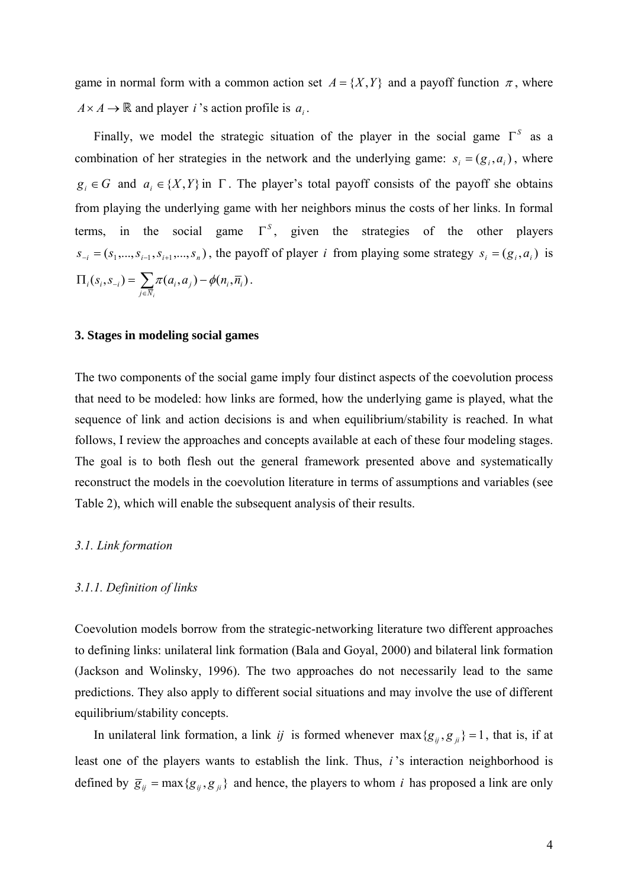game in normal form with a common action set $A = \{X, Y\}$ and a payoff function $\pi$, where $A \times A \to \mathbb{R}$ and player $i$'s action profile is $a_i$.

Finally, we model the strategic situation of the player in the social game $\Gamma^S$ as a combination of her strategies in the network and the underlying game: $s_i = (g_i, a_i)$, where $g_i \in G$ and $a_i \in \{X, Y\}$ in $\Gamma$. The player's total payoff consists of the payoff she obtains from playing the underlying game with her neighbors minus the costs of her links. In formal terms, in the social game $\Gamma^S$, given the strategies of the other players $s_{-i} = (s_1, ..., s_{i-1}, s_{i+1}, ..., s_n)$, the payoff of player $i$ from playing some strategy $s_i = (g_i, a_i)$ is $\Pi_i(s_i, s_{-i}) = \sum_{j \in \overline{N}_i} \pi(a_i, a_j) - \phi(n_i, \overline{n}_i)$.

### 3. Stages in modeling social games

The two components of the social game imply four distinct aspects of the coevolution process that need to be modeled: how links are formed, how the underlying game is played, what the sequence of link and action decisions is and when equilibrium/stability is reached. In what follows, I review the approaches and concepts available at each of these four modeling stages. The goal is to both flesh out the general framework presented above and systematically reconstruct the models in the coevolution literature in terms of assumptions and variables (see Table 2), which will enable the subsequent analysis of their results.

#### *3.1. Link formation*

##### *3.1.1. Definition of links*

Coevolution models borrow from the strategic-networking literature two different approaches to defining links: unilateral link formation (Bala and Goyal, 2000) and bilateral link formation (Jackson and Wolinsky, 1996). The two approaches do not necessarily lead to the same predictions. They also apply to different social situations and may involve the use of different equilibrium/stability concepts.

In unilateral link formation, a link $ij$ is formed whenever $\max\{g_{ij}, g_{ji}\} = 1$, that is, if at least one of the players wants to establish the link. Thus, $i$'s interaction neighborhood is defined by $\overline{g}_{ij} = \max\{g_{ij}, g_{ji}\}$ and hence, the players to whom $i$ has proposed a link are only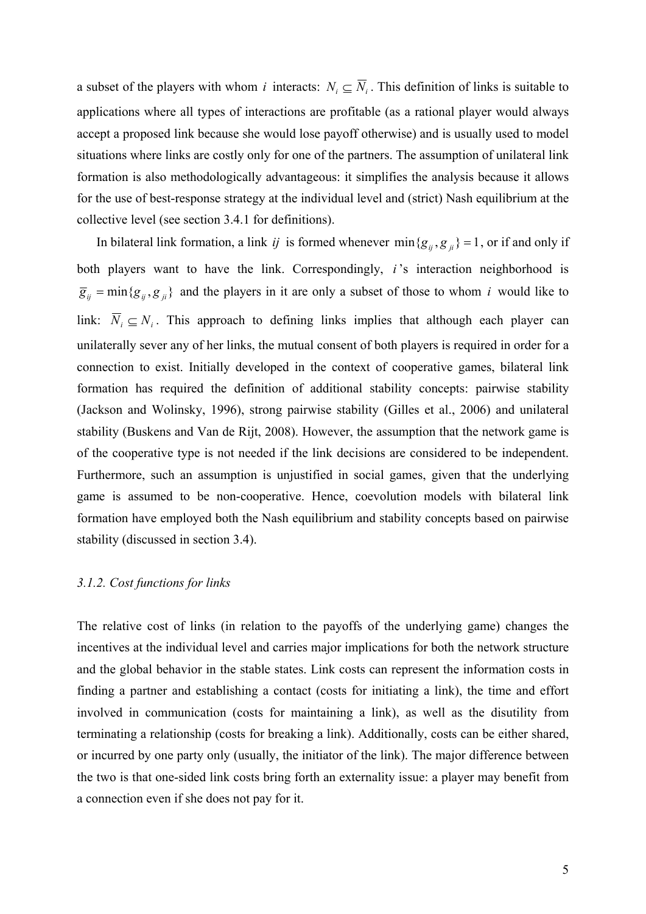a subset of the players with whom $i$ interacts: $N_i \subseteq \overline{N}_i$. This definition of links is suitable to applications where all types of interactions are profitable (as a rational player would always accept a proposed link because she would lose payoff otherwise) and is usually used to model situations where links are costly only for one of the partners. The assumption of unilateral link formation is also methodologically advantageous: it simplifies the analysis because it allows for the use of best-response strategy at the individual level and (strict) Nash equilibrium at the collective level (see section 3.4.1 for definitions).

In bilateral link formation, a link $ij$ is formed whenever $\min\{g_{ij}, g_{ji}\} = 1$, or if and only if both players want to have the link. Correspondingly, $i$'s interaction neighborhood is $\overline{g}_{ij} = \min\{g_{ij}, g_{ji}\}$ and the players in it are only a subset of those to whom $i$ would like to link: $\overline{N}_i \subseteq N_i$. This approach to defining links implies that although each player can unilaterally sever any of her links, the mutual consent of both players is required in order for a connection to exist. Initially developed in the context of cooperative games, bilateral link formation has required the definition of additional stability concepts: pairwise stability (Jackson and Wolinsky, 1996), strong pairwise stability (Gilles et al., 2006) and unilateral stability (Buskens and Van de Rijt, 2008). However, the assumption that the network game is of the cooperative type is not needed if the link decisions are considered to be independent. Furthermore, such an assumption is unjustified in social games, given that the underlying game is assumed to be non-cooperative. Hence, coevolution models with bilateral link formation have employed both the Nash equilibrium and stability concepts based on pairwise stability (discussed in section 3.4).

### *3.1.2. Cost functions for links*

The relative cost of links (in relation to the payoffs of the underlying game) changes the incentives at the individual level and carries major implications for both the network structure and the global behavior in the stable states. Link costs can represent the information costs in finding a partner and establishing a contact (costs for initiating a link), the time and effort involved in communication (costs for maintaining a link), as well as the disutility from terminating a relationship (costs for breaking a link). Additionally, costs can be either shared, or incurred by one party only (usually, the initiator of the link). The major difference between the two is that one-sided link costs bring forth an externality issue: a player may benefit from a connection even if she does not pay for it.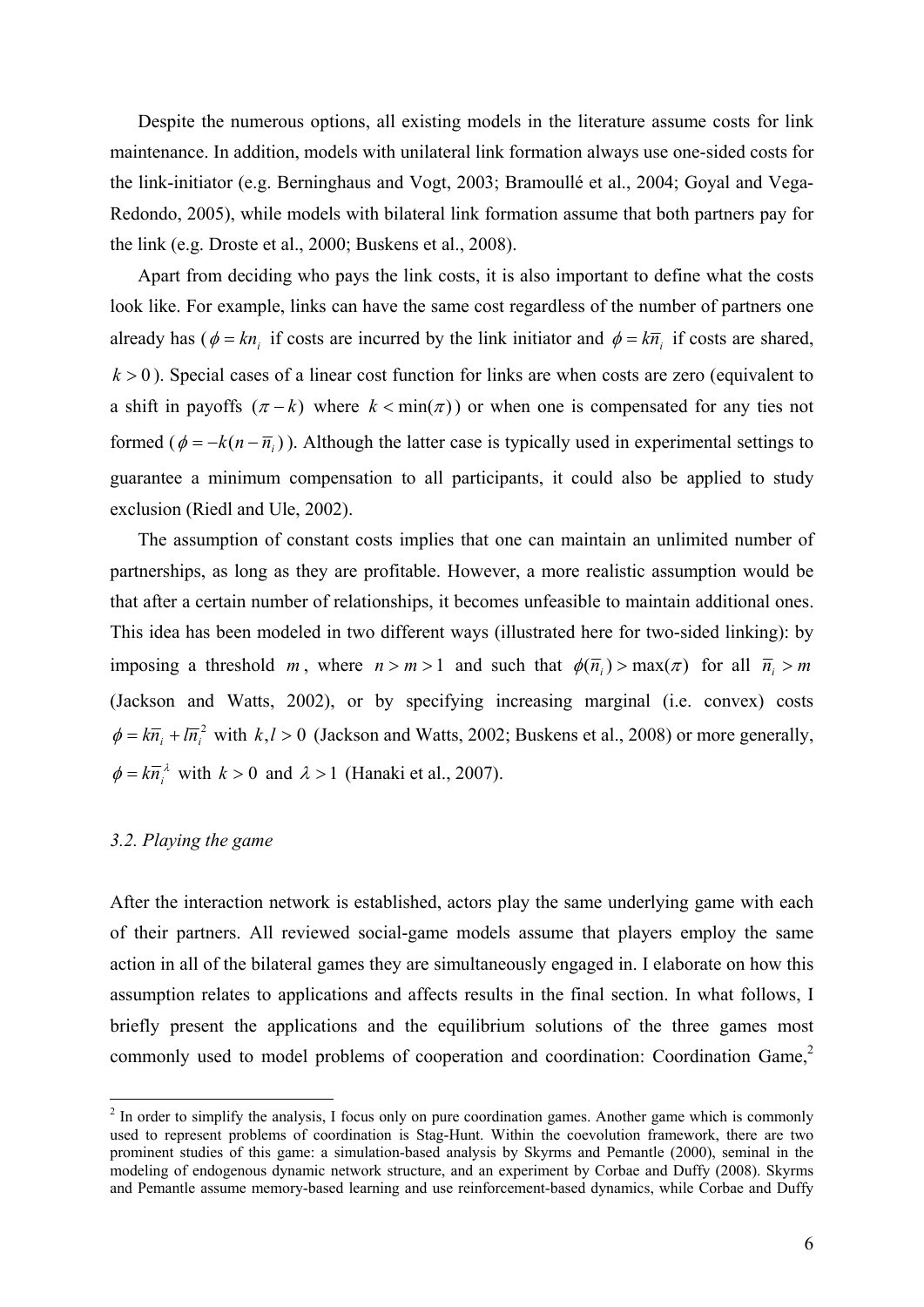Despite the numerous options, all existing models in the literature assume costs for link maintenance. In addition, models with unilateral link formation always use one-sided costs for the link-initiator (e.g. Berninghaus and Vogt, 2003; Bramoullé et al., 2004; Goyal and Vega-Redondo, 2005), while models with bilateral link formation assume that both partners pay for the link (e.g. Droste et al., 2000; Buskens et al., 2008).

Apart from deciding who pays the link costs, it is also important to define what the costs look like. For example, links can have the same cost regardless of the number of partners one already has ($\phi = kn_i$ if costs are incurred by the link initiator and $\phi = k\overline{n}_i$ if costs are shared, $k > 0$). Special cases of a linear cost function for links are when costs are zero (equivalent to a shift in payoffs $(\pi - k)$ where $k < \min(\pi)$) or when one is compensated for any ties not formed ($\phi = -k(n - \overline{n}_i)$). Although the latter case is typically used in experimental settings to guarantee a minimum compensation to all participants, it could also be applied to study exclusion (Riedl and Ule, 2002).

The assumption of constant costs implies that one can maintain an unlimited number of partnerships, as long as they are profitable. However, a more realistic assumption would be that after a certain number of relationships, it becomes unfeasible to maintain additional ones. This idea has been modeled in two different ways (illustrated here for two-sided linking): by imposing a threshold $m$, where $n > m > 1$ and such that $\phi(\overline{n}_i) > \max(\pi)$ for all $\overline{n}_i > m$ (Jackson and Watts, 2002), or by specifying increasing marginal (i.e. convex) costs $\phi = k\overline{n}_i + l\overline{n}_i^2$ with $k, l > 0$ (Jackson and Watts, 2002; Buskens et al., 2008) or more generally, $\phi = k\overline{n}_i^{\lambda}$ with $k > 0$ and $\lambda > 1$ (Hanaki et al., 2007).

### *3.2. Playing the game*

After the interaction network is established, actors play the same underlying game with each of their partners. All reviewed social-game models assume that players employ the same action in all of the bilateral games they are simultaneously engaged in. I elaborate on how this assumption relates to applications and affects results in the final section. In what follows, I briefly present the applications and the equilibrium solutions of the three games most commonly used to model problems of cooperation and coordination: Coordination Game,[2]

---

[2] In order to simplify the analysis, I focus only on pure coordination games. Another game which is commonly used to represent problems of coordination is Stag-Hunt. Within the coevolution framework, there are two prominent studies of this game: a simulation-based analysis by Skyrms and Pemantle (2000), seminal in the modeling of endogenous dynamic network structure, and an experiment by Corbae and Duffy (2008). Skyrms and Pemantle assume memory-based learning and use reinforcement-based dynamics, while Corbae and Duffy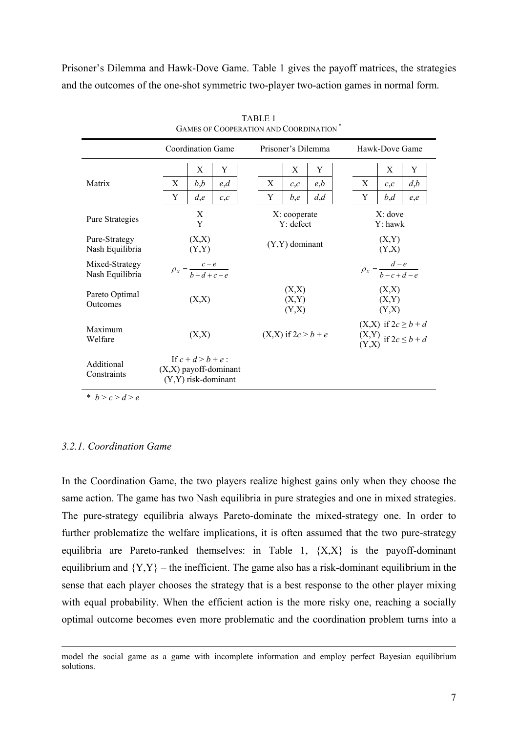Prisoner's Dilemma and Hawk-Dove Game. Table 1 gives the payoff matrices, the strategies and the outcomes of the one-shot symmetric two-player two-action games in normal form.

TABLE 1
GAMES OF COOPERATION AND COORDINATION *

| | Coordination Game | Prisoner's Dilemma | Hawk-Dove Game |
|---|---|---|---|
| Matrix | X \ X: $b,b$; X \ Y: $e,d$; Y \ X: $d,e$; Y \ Y: $c,c$ | X \ X: $c,c$; X \ Y: $e,b$; Y \ X: $b,e$; Y \ Y: $d,d$ | X \ X: $c,c$; X \ Y: $d,b$; Y \ X: $b,d$; Y \ Y: $e,e$ |
| Pure Strategies | X<br>Y | X: cooperate<br>Y: defect | X: dove<br>Y: hawk |
| Pure-Strategy Nash Equilibria | (X,X)<br>(Y,Y) | (Y,Y) dominant | (X,Y)<br>(Y,X) |
| Mixed-Strategy Nash Equilibria | $\rho_X = \frac{c-e}{b-d+c-e}$ | | $\rho_X = \frac{d-e}{b-c+d-e}$ |
| Pareto Optimal Outcomes | (X,X) | (X,X)<br>(X,Y)<br>(Y,X) | (X,X)<br>(X,Y)<br>(Y,X) |
| Maximum Welfare | (X,X) | (X,X) if $2c > b + e$ | (X,X) if $2c \geq b + d$<br>(X,Y), (Y,X) if $2c \leq b + d$ |
| Additional Constraints | If $c + d > b + e$ :<br>(X,X) payoff-dominant<br>(Y,Y) risk-dominant | | |

\* $b > c > d > e$

### 3.2.1. Coordination Game

In the Coordination Game, the two players realize highest gains only when they choose the same action. The game has two Nash equilibria in pure strategies and one in mixed strategies. The pure-strategy equilibria always Pareto-dominate the mixed-strategy one. In order to further problematize the welfare implications, it is often assumed that the two pure-strategy equilibria are Pareto-ranked themselves: in Table 1, {X,X} is the payoff-dominant equilibrium and {Y,Y} – the inefficient. The game also has a risk-dominant equilibrium in the sense that each player chooses the strategy that is a best response to the other player mixing with equal probability. When the efficient action is the more risky one, reaching a socially optimal outcome becomes even more problematic and the coordination problem turns into a

model the social game as a game with incomplete information and employ perfect Bayesian equilibrium solutions.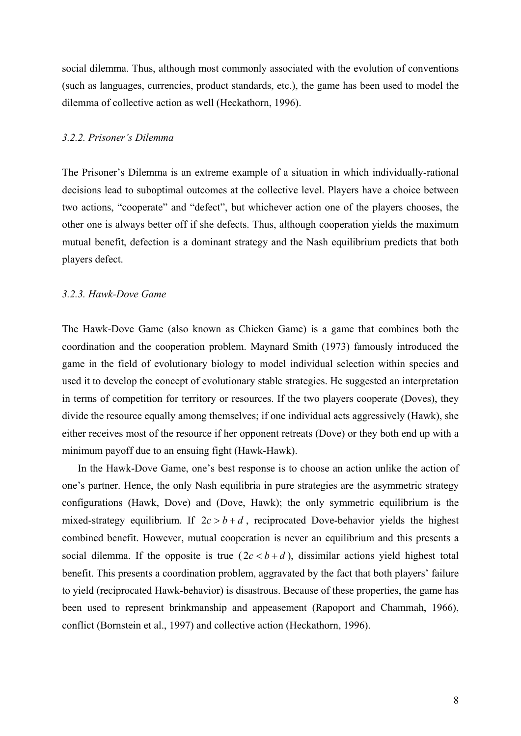social dilemma. Thus, although most commonly associated with the evolution of conventions (such as languages, currencies, product standards, etc.), the game has been used to model the dilemma of collective action as well (Heckathorn, 1996).

### *3.2.2. Prisoner's Dilemma*

The Prisoner's Dilemma is an extreme example of a situation in which individually-rational decisions lead to suboptimal outcomes at the collective level. Players have a choice between two actions, "cooperate" and "defect", but whichever action one of the players chooses, the other one is always better off if she defects. Thus, although cooperation yields the maximum mutual benefit, defection is a dominant strategy and the Nash equilibrium predicts that both players defect.

### *3.2.3. Hawk-Dove Game*

The Hawk-Dove Game (also known as Chicken Game) is a game that combines both the coordination and the cooperation problem. Maynard Smith (1973) famously introduced the game in the field of evolutionary biology to model individual selection within species and used it to develop the concept of evolutionary stable strategies. He suggested an interpretation in terms of competition for territory or resources. If the two players cooperate (Doves), they divide the resource equally among themselves; if one individual acts aggressively (Hawk), she either receives most of the resource if her opponent retreats (Dove) or they both end up with a minimum payoff due to an ensuing fight (Hawk-Hawk).

In the Hawk-Dove Game, one's best response is to choose an action unlike the action of one's partner. Hence, the only Nash equilibria in pure strategies are the asymmetric strategy configurations (Hawk, Dove) and (Dove, Hawk); the only symmetric equilibrium is the mixed-strategy equilibrium. If $2c > b + d$, reciprocated Dove-behavior yields the highest combined benefit. However, mutual cooperation is never an equilibrium and this presents a social dilemma. If the opposite is true ($2c < b + d$), dissimilar actions yield highest total benefit. This presents a coordination problem, aggravated by the fact that both players' failure to yield (reciprocated Hawk-behavior) is disastrous. Because of these properties, the game has been used to represent brinkmanship and appeasement (Rapoport and Chammah, 1966), conflict (Bornstein et al., 1997) and collective action (Heckathorn, 1996).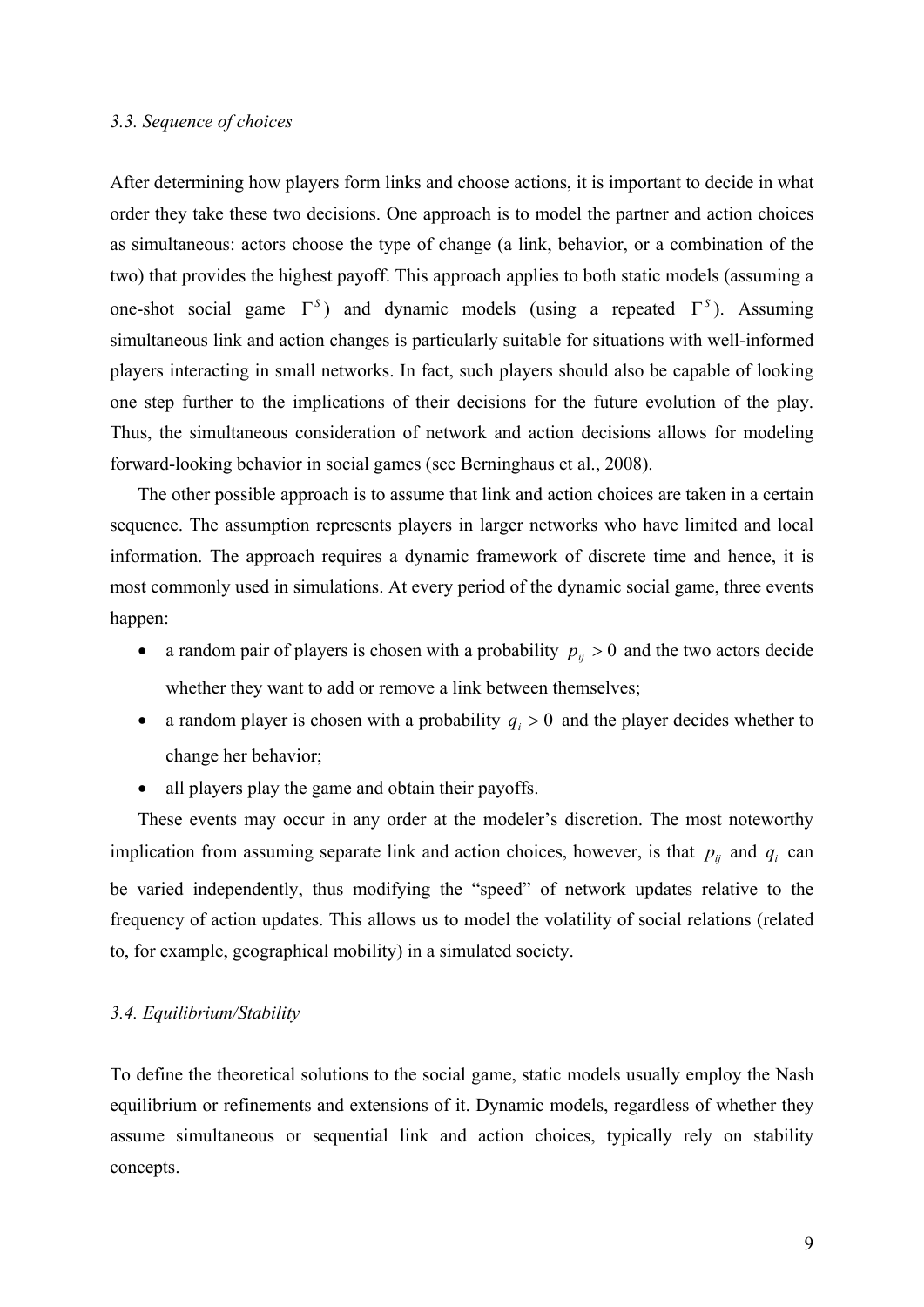### *3.3. Sequence of choices*

After determining how players form links and choose actions, it is important to decide in what order they take these two decisions. One approach is to model the partner and action choices as simultaneous: actors choose the type of change (a link, behavior, or a combination of the two) that provides the highest payoff. This approach applies to both static models (assuming a one-shot social game $\Gamma^S$) and dynamic models (using a repeated $\Gamma^S$). Assuming simultaneous link and action changes is particularly suitable for situations with well-informed players interacting in small networks. In fact, such players should also be capable of looking one step further to the implications of their decisions for the future evolution of the play. Thus, the simultaneous consideration of network and action decisions allows for modeling forward-looking behavior in social games (see Berninghaus et al., 2008).

The other possible approach is to assume that link and action choices are taken in a certain sequence. The assumption represents players in larger networks who have limited and local information. The approach requires a dynamic framework of discrete time and hence, it is most commonly used in simulations. At every period of the dynamic social game, three events happen:

- a random pair of players is chosen with a probability $p_{ij} > 0$ and the two actors decide whether they want to add or remove a link between themselves;
- a random player is chosen with a probability $q_i > 0$ and the player decides whether to change her behavior;
- all players play the game and obtain their payoffs.

These events may occur in any order at the modeler's discretion. The most noteworthy implication from assuming separate link and action choices, however, is that $p_{ij}$ and $q_i$ can be varied independently, thus modifying the "speed" of network updates relative to the frequency of action updates. This allows us to model the volatility of social relations (related to, for example, geographical mobility) in a simulated society.

### *3.4. Equilibrium/Stability*

To define the theoretical solutions to the social game, static models usually employ the Nash equilibrium or refinements and extensions of it. Dynamic models, regardless of whether they assume simultaneous or sequential link and action choices, typically rely on stability concepts.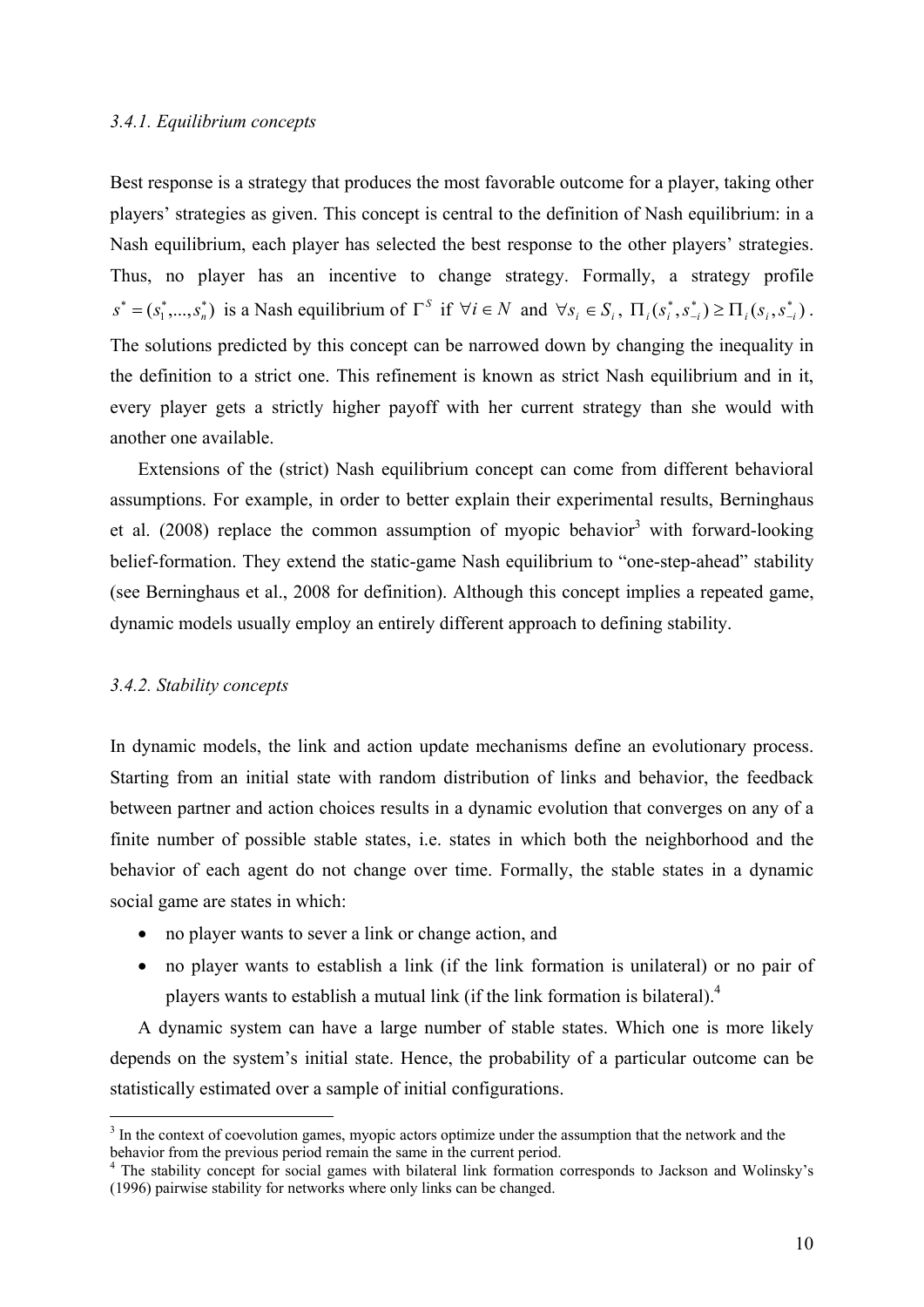#### *3.4.1. Equilibrium concepts*

Best response is a strategy that produces the most favorable outcome for a player, taking other players' strategies as given. This concept is central to the definition of Nash equilibrium: in a Nash equilibrium, each player has selected the best response to the other players' strategies. Thus, no player has an incentive to change strategy. Formally, a strategy profile $s^* = (s_1^*, ..., s_n^*)$ is a Nash equilibrium of $\Gamma^S$ if $\forall i \in N$ and $\forall s_i \in S_i$, $\Pi_i(s_i^*, s_{-i}^*) \geq \Pi_i(s_i, s_{-i}^*)$. The solutions predicted by this concept can be narrowed down by changing the inequality in the definition to a strict one. This refinement is known as strict Nash equilibrium and in it, every player gets a strictly higher payoff with her current strategy than she would with another one available.

Extensions of the (strict) Nash equilibrium concept can come from different behavioral assumptions. For example, in order to better explain their experimental results, Berninghaus et al. (2008) replace the common assumption of myopic behavior[3] with forward-looking belief-formation. They extend the static-game Nash equilibrium to "one-step-ahead" stability (see Berninghaus et al., 2008 for definition). Although this concept implies a repeated game, dynamic models usually employ an entirely different approach to defining stability.

#### *3.4.2. Stability concepts*

In dynamic models, the link and action update mechanisms define an evolutionary process. Starting from an initial state with random distribution of links and behavior, the feedback between partner and action choices results in a dynamic evolution that converges on any of a finite number of possible stable states, i.e. states in which both the neighborhood and the behavior of each agent do not change over time. Formally, the stable states in a dynamic social game are states in which:

- no player wants to sever a link or change action, and
- no player wants to establish a link (if the link formation is unilateral) or no pair of players wants to establish a mutual link (if the link formation is bilateral).[4]

A dynamic system can have a large number of stable states. Which one is more likely depends on the system's initial state. Hence, the probability of a particular outcome can be statistically estimated over a sample of initial configurations.

---

[3] In the context of coevolution games, myopic actors optimize under the assumption that the network and the behavior from the previous period remain the same in the current period.

[4] The stability concept for social games with bilateral link formation corresponds to Jackson and Wolinsky's (1996) pairwise stability for networks where only links can be changed.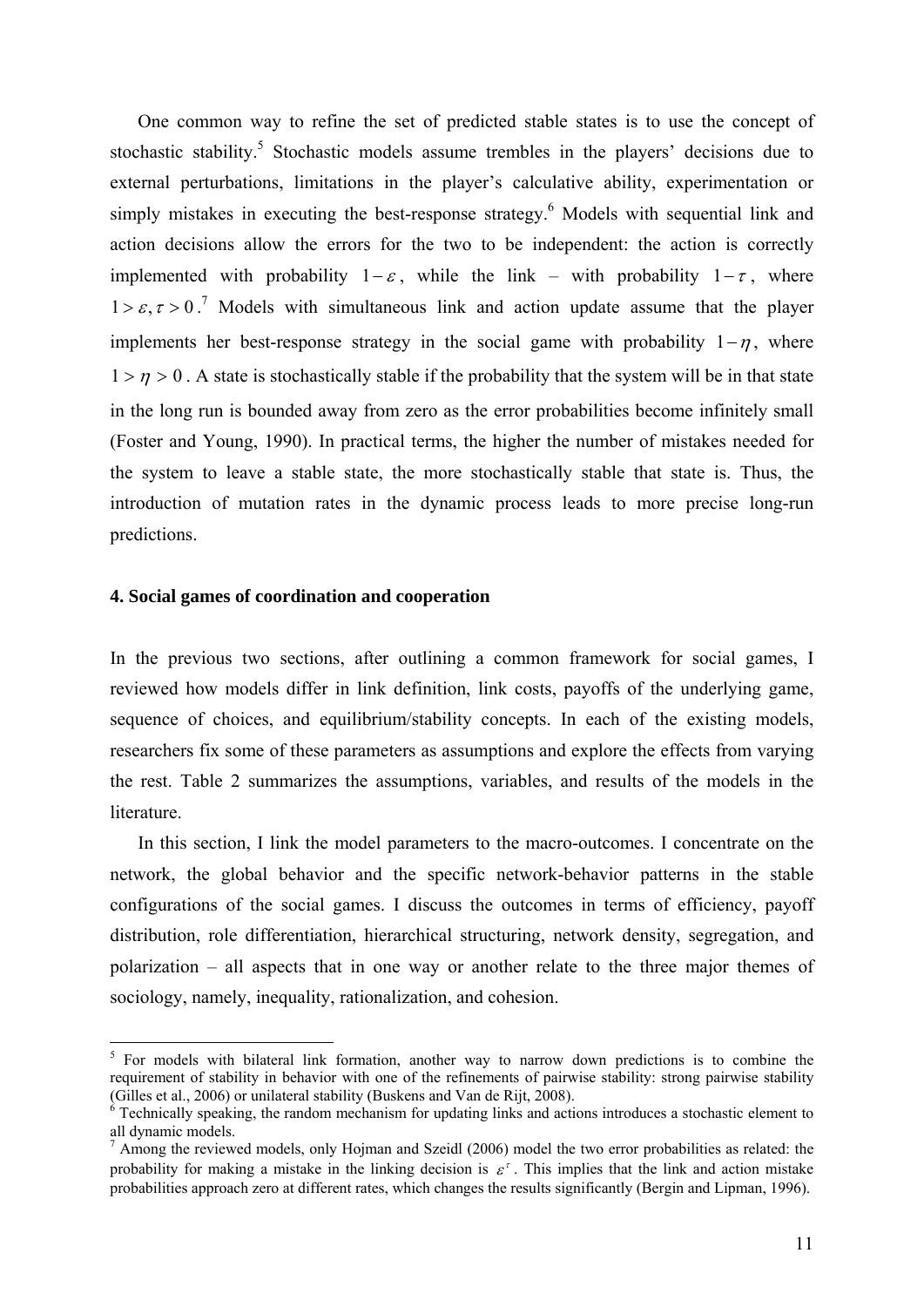One common way to refine the set of predicted stable states is to use the concept of stochastic stability.[5] Stochastic models assume trembles in the players' decisions due to external perturbations, limitations in the player's calculative ability, experimentation or simply mistakes in executing the best-response strategy.[6] Models with sequential link and action decisions allow the errors for the two to be independent: the action is correctly implemented with probability $1-\varepsilon$, while the link – with probability $1-\tau$, where $1 > \varepsilon, \tau > 0$.[7] Models with simultaneous link and action update assume that the player implements her best-response strategy in the social game with probability $1-\eta$, where $1 > \eta > 0$. A state is stochastically stable if the probability that the system will be in that state in the long run is bounded away from zero as the error probabilities become infinitely small (Foster and Young, 1990). In practical terms, the higher the number of mistakes needed for the system to leave a stable state, the more stochastically stable that state is. Thus, the introduction of mutation rates in the dynamic process leads to more precise long-run predictions.

## 4. Social games of coordination and cooperation

In the previous two sections, after outlining a common framework for social games, I reviewed how models differ in link definition, link costs, payoffs of the underlying game, sequence of choices, and equilibrium/stability concepts. In each of the existing models, researchers fix some of these parameters as assumptions and explore the effects from varying the rest. Table 2 summarizes the assumptions, variables, and results of the models in the literature.

In this section, I link the model parameters to the macro-outcomes. I concentrate on the network, the global behavior and the specific network-behavior patterns in the stable configurations of the social games. I discuss the outcomes in terms of efficiency, payoff distribution, role differentiation, hierarchical structuring, network density, segregation, and polarization – all aspects that in one way or another relate to the three major themes of sociology, namely, inequality, rationalization, and cohesion.

---

[5] For models with bilateral link formation, another way to narrow down predictions is to combine the requirement of stability in behavior with one of the refinements of pairwise stability: strong pairwise stability (Gilles et al., 2006) or unilateral stability (Buskens and Van de Rijt, 2008).

[6] Technically speaking, the random mechanism for updating links and actions introduces a stochastic element to all dynamic models.

[7] Among the reviewed models, only Hojman and Szeidl (2006) model the two error probabilities as related: the probability for making a mistake in the linking decision is $\varepsilon^{\tau}$. This implies that the link and action mistake probabilities approach zero at different rates, which changes the results significantly (Bergin and Lipman, 1996).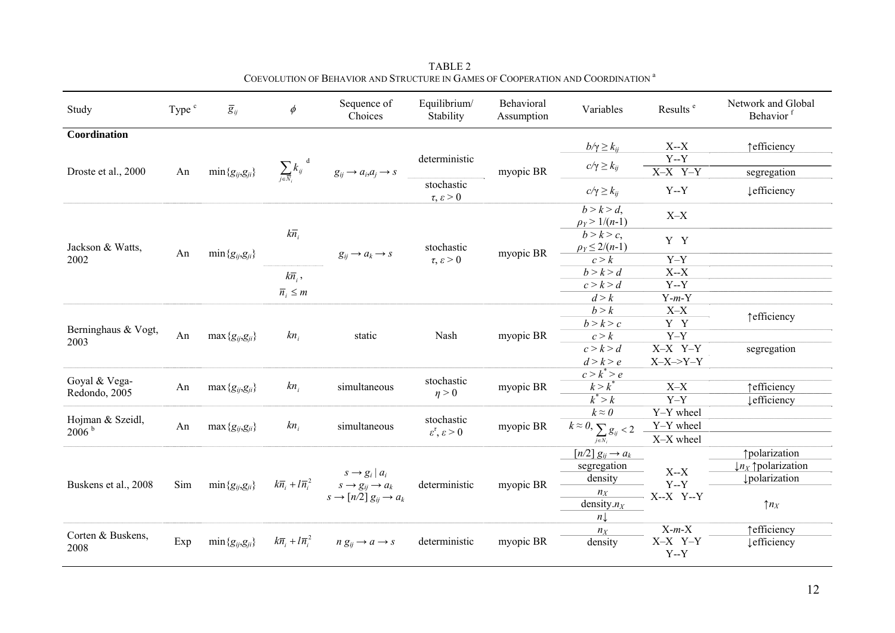TABLE 2
COEVOLUTION OF BEHAVIOR AND STRUCTURE IN GAMES OF COOPERATION AND COORDINATION [a]

| Study | Type [c] | $\overline{g}_{ij}$ | $\phi$ | Sequence of Choices | Equilibrium/ Stability | Behavioral Assumption | Variables | Results [e] | Network and Global Behavior [f] |
|---|---|---|---|---|---|---|---|---|---|
| **Coordination** | | | | | | | | | |
| Droste et al., 2000 | An | $\min\{g_{ij},g_{ji}\}$ | $\sum_{j\in \overline{N}_i} k_{ij}$ [d] | $g_{ij} \rightarrow a_i,a_j \rightarrow s$ | deterministic | myopic BR | $b/\gamma \geq k_{ij}$ | X--X | ↑efficiency |
| | | | | | | | $c/\gamma \geq k_{ij}$ | Y--Y | |
| | | | | | | | | X–X Y–Y | segregation |
| | | | | | stochastic $\tau, \varepsilon > 0$ | | $c/\gamma \geq k_{ij}$ | Y--Y | ↓efficiency |
| Jackson & Watts, 2002 | An | $\min\{g_{ij},g_{ji}\}$ | $k\overline{n}_i$ | $g_{ij} \rightarrow a_k \rightarrow s$ | stochastic $\tau, \varepsilon > 0$ | myopic BR | $b > k > d$, $\rho_Y > 1/(n\text{-}1)$ | X–X | |
| | | | | | | | $b > k > c$, $\rho_Y \leq 2/(n\text{-}1)$ | Y Y | |
| | | | | | | | $c > k$ | Y–Y | |
| | | | $k\overline{n}_i$, $\overline{n}_i \leq m$ | | | | $b > k > d$ | X--X | |
| | | | | | | | $c > k > d$ | Y--Y | |
| | | | | | | | $d > k$ | Y-$m$-Y | |
| Berninghaus & Vogt, 2003 | An | $\max\{g_{ij},g_{ji}\}$ | $kn_i$ | static | Nash | myopic BR | $b > k$ | X–X | ↑efficiency |
| | | | | | | | $b > k > c$ | Y Y | |
| | | | | | | | $c > k$ | Y–Y | |
| | | | | | | | $c > k > d$ | X–X Y–Y | segregation |
| | | | | | | | $d > k > e$ | X–X–>Y–Y | |
| Goyal & Vega-Redondo, 2005 | An | $\max\{g_{ij},g_{ji}\}$ | $kn_i$ | simultaneous | stochastic $\eta > 0$ | myopic BR | $c > k^* > e$ | | |
| | | | | | | | $k > k^*$ | X–X | ↑efficiency |
| | | | | | | | $k^* > k$ | Y–Y | ↓efficiency |
| Hojman & Szeidl, 2006 [b] | An | $\max\{g_{ij},g_{ji}\}$ | $kn_i$ | simultaneous | stochastic $\varepsilon^r, \varepsilon > 0$ | myopic BR | $k \approx 0$ | Y–Y wheel | |
| | | | | | | | $k \approx 0, \sum_{j\in N_i} g_{ij} < 2$ | Y–Y wheel | |
| | | | | | | | | X–X wheel | |
| Buskens et al., 2008 | Sim | $\min\{g_{ij},g_{ji}\}$ | $k\overline{n}_i + l\overline{n}_i^2$ | $s \rightarrow g_i \mid a_i$ ; $s \rightarrow g_{ij} \rightarrow a_k$ ; $s \rightarrow [n/2]\ g_{ij} \rightarrow a_k$ | deterministic | myopic BR | $[n/2]\ g_{ij} \rightarrow a_k$ | X--X Y--Y X--X Y--Y | ↑polarization |
| | | | | | | | segregation | | ↓$n_X$ ↑polarization |
| | | | | | | | density | | ↓polarization |
| | | | | | | | $n_X$ | | |
| | | | | | | | density.$n_X$ | | ↑$n_X$ |
| | | | | | | | $n$↓ | | |
| Corten & Buskens, 2008 | Exp | $\min\{g_{ij},g_{ji}\}$ | $k\overline{n}_i + l\overline{n}_i^2$ | $n\ g_{ij} \rightarrow a \rightarrow s$ | deterministic | myopic BR | $n_X$ | X-$m$-X | ↑efficiency |
| | | | | | | | density | X–X Y–Y Y--Y | ↓efficiency |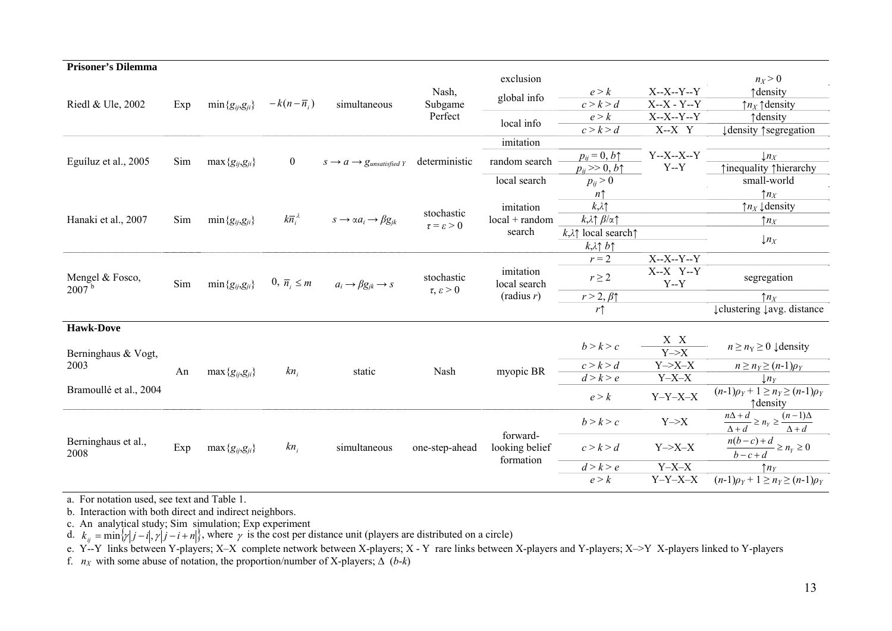| | | | | | | | | | |
|---|---|---|---|---|---|---|---|---|---|
| **Prisoner's Dilemma** | | | | | | | | | |
| Riedl & Ule, 2002 | Exp | $\min\{g_{ij},g_{ji}\}$ | $-k(n-\overline{n}_i)$ | simultaneous | Nash, Subgame Perfect | exclusion | | | $n_X > 0$ |
| | | | | | | global info | $e > k$ | X--X--Y--Y | ↑density |
| | | | | | | | $c > k > d$ | X--X - Y--Y | ↑$n_X$ ↑density |
| | | | | | | local info | $e > k$ | X--X--Y--Y | ↑density |
| | | | | | | | $c > k > d$ | X--X Y | ↓density ↑segregation |
| Eguíluz et al., 2005 | Sim | $\max\{g_{ij},g_{ji}\}$ | 0 | $s \rightarrow a \rightarrow g_{unsatisfied\ Y}$ | deterministic | imitation | | Y--X--X--Y Y--Y | |
| | | | | | | random search | $p_{ij} = 0$, $b$↑ | | ↓$n_X$ |
| | | | | | | | $p_{ij} >> 0$, $b$↑ | | ↑inequality ↑hierarchy |
| | | | | | | local search | $p_{ij} > 0$ | | small-world |
| Hanaki et al., 2007 | Sim | $\min\{g_{ij},g_{ji}\}$ | $k\overline{n}_i^{\lambda}$ | $s \rightarrow \alpha a_i \rightarrow \beta g_{jk}$ | stochastic $\tau = \varepsilon > 0$ | imitation local + random search | $n$↑ | | ↑$n_X$ |
| | | | | | | | $k,\lambda$↑ | | ↑$n_X$ ↓density |
| | | | | | | | $k,\lambda$↑ $\beta/\alpha$↑ | | ↑$n_X$ |
| | | | | | | | $k,\lambda$↑ local search↑ | | ↓$n_X$ |
| | | | | | | | $k,\lambda$↑ $b$↑ | | |
| Mengel & Fosco, 2007 [b] | Sim | $\min\{g_{ij},g_{ji}\}$ | 0, $\overline{n}_i \leq m$ | $a_i \rightarrow \beta g_{jk} \rightarrow s$ | stochastic $\tau, \varepsilon > 0$ | imitation local search (radius $r$) | $r = 2$ | X--X--Y--Y | |
| | | | | | | | $r \geq 2$ | X--X Y--Y Y--Y | segregation |
| | | | | | | | $r > 2$, $\beta$↑ | | ↑$n_X$ |
| | | | | | | | $r$↑ | | ↓clustering ↓avg. distance |
| **Hawk-Dove** | | | | | | | | | |
| Berninghaus & Vogt, 2003<br>Bramoullé et al., 2004 | An | $\max\{g_{ij},g_{ji}\}$ | $kn_i$ | static | Nash | myopic BR | $b > k > c$ | X X Y–>X | $n \geq n_Y \geq 0$ ↓density |
| | | | | | | | $c > k > d$ | Y–>X–X | $n \geq n_Y \geq (n-1)\rho_Y$ |
| | | | | | | | $d > k > e$ | Y–X–X | ↓$n_Y$ |
| | | | | | | | $e > k$ | Y–Y–X–X | $(n-1)\rho_Y + 1 \geq n_Y \geq (n-1)\rho_Y$ ↑density |
| Berninghaus et al., 2008 | Exp | $\max\{g_{ij},g_{ji}\}$ | $kn_i$ | simultaneous | one-step-ahead | forward-looking belief formation | $b > k > c$ | Y–>X | $\frac{n\Delta + d}{\Delta + d} \geq n_Y \geq \frac{(n-1)\Delta}{\Delta + d}$ |
| | | | | | | | $c > k > d$ | Y–>X–X | $\frac{n(b-c)+d}{b-c+d} \geq n_Y \geq 0$ |
| | | | | | | | $d > k > e$ | Y–X–X | ↑$n_Y$ |
| | | | | | | | $e > k$ | Y–Y–X–X | $(n-1)\rho_Y + 1 \geq n_Y \geq (n-1)\rho_Y$ |

a. For notation used, see text and Table 1.

b. Interaction with both direct and indirect neighbors.

c. An analytical study; Sim simulation; Exp experiment

d. $k_{ij} = \min\{\gamma|j-i|, \gamma|j-i+n|\}$, where $\gamma$ is the cost per distance unit (players are distributed on a circle)

e. Y--Y links between Y-players; X–X complete network between X-players; X - Y rare links between X-players and Y-players; X–>Y X-players linked to Y-players

f. $n_X$ with some abuse of notation, the proportion/number of X-players; $\Delta$ $(b-k)$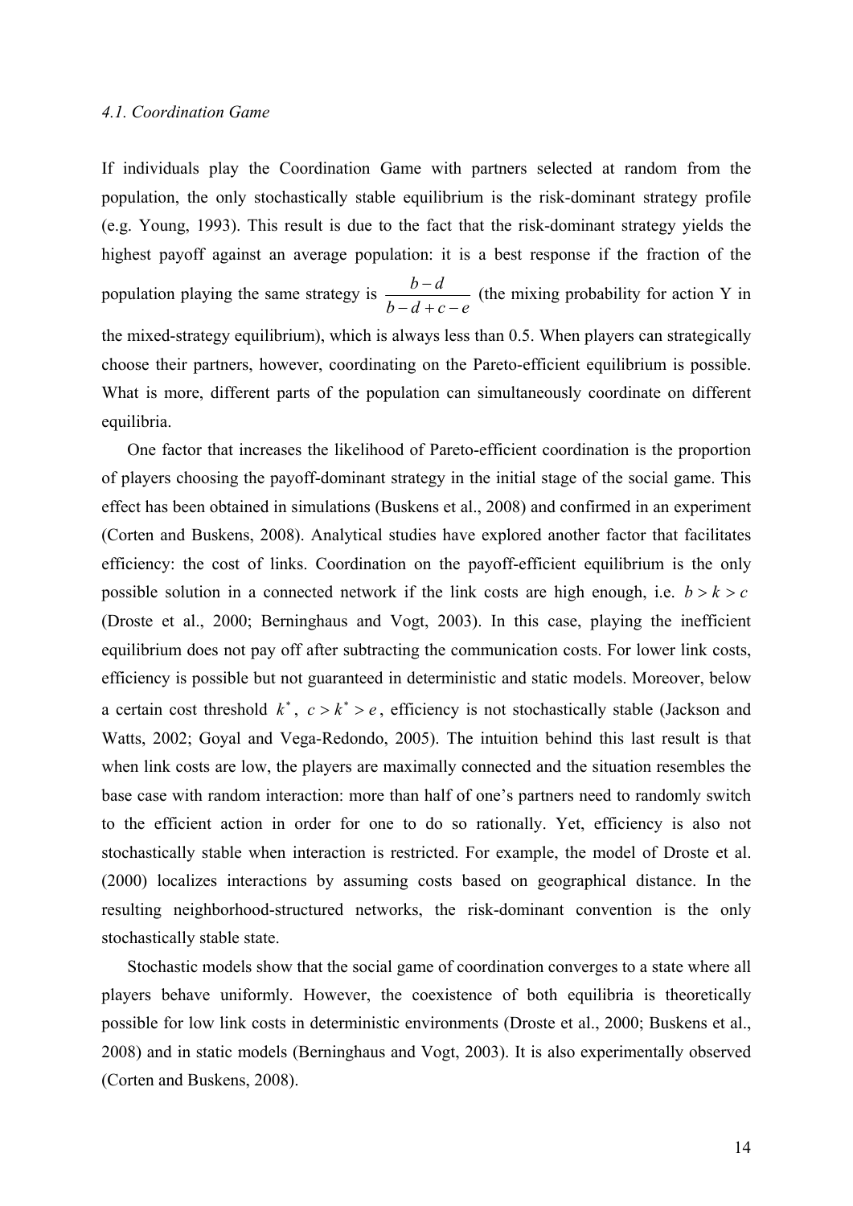*4.1. Coordination Game*

If individuals play the Coordination Game with partners selected at random from the population, the only stochastically stable equilibrium is the risk-dominant strategy profile (e.g. Young, 1993). This result is due to the fact that the risk-dominant strategy yields the highest payoff against an average population: it is a best response if the fraction of the population playing the same strategy is $\frac{b-d}{b-d+c-e}$ (the mixing probability for action Y in the mixed-strategy equilibrium), which is always less than 0.5. When players can strategically choose their partners, however, coordinating on the Pareto-efficient equilibrium is possible. What is more, different parts of the population can simultaneously coordinate on different equilibria.

One factor that increases the likelihood of Pareto-efficient coordination is the proportion of players choosing the payoff-dominant strategy in the initial stage of the social game. This effect has been obtained in simulations (Buskens et al., 2008) and confirmed in an experiment (Corten and Buskens, 2008). Analytical studies have explored another factor that facilitates efficiency: the cost of links. Coordination on the payoff-efficient equilibrium is the only possible solution in a connected network if the link costs are high enough, i.e. $b > k > c$ (Droste et al., 2000; Berninghaus and Vogt, 2003). In this case, playing the inefficient equilibrium does not pay off after subtracting the communication costs. For lower link costs, efficiency is possible but not guaranteed in deterministic and static models. Moreover, below a certain cost threshold $k^*$, $c > k^* > e$, efficiency is not stochastically stable (Jackson and Watts, 2002; Goyal and Vega-Redondo, 2005). The intuition behind this last result is that when link costs are low, the players are maximally connected and the situation resembles the base case with random interaction: more than half of one's partners need to randomly switch to the efficient action in order for one to do so rationally. Yet, efficiency is also not stochastically stable when interaction is restricted. For example, the model of Droste et al. (2000) localizes interactions by assuming costs based on geographical distance. In the resulting neighborhood-structured networks, the risk-dominant convention is the only stochastically stable state.

Stochastic models show that the social game of coordination converges to a state where all players behave uniformly. However, the coexistence of both equilibria is theoretically possible for low link costs in deterministic environments (Droste et al., 2000; Buskens et al., 2008) and in static models (Berninghaus and Vogt, 2003). It is also experimentally observed (Corten and Buskens, 2008).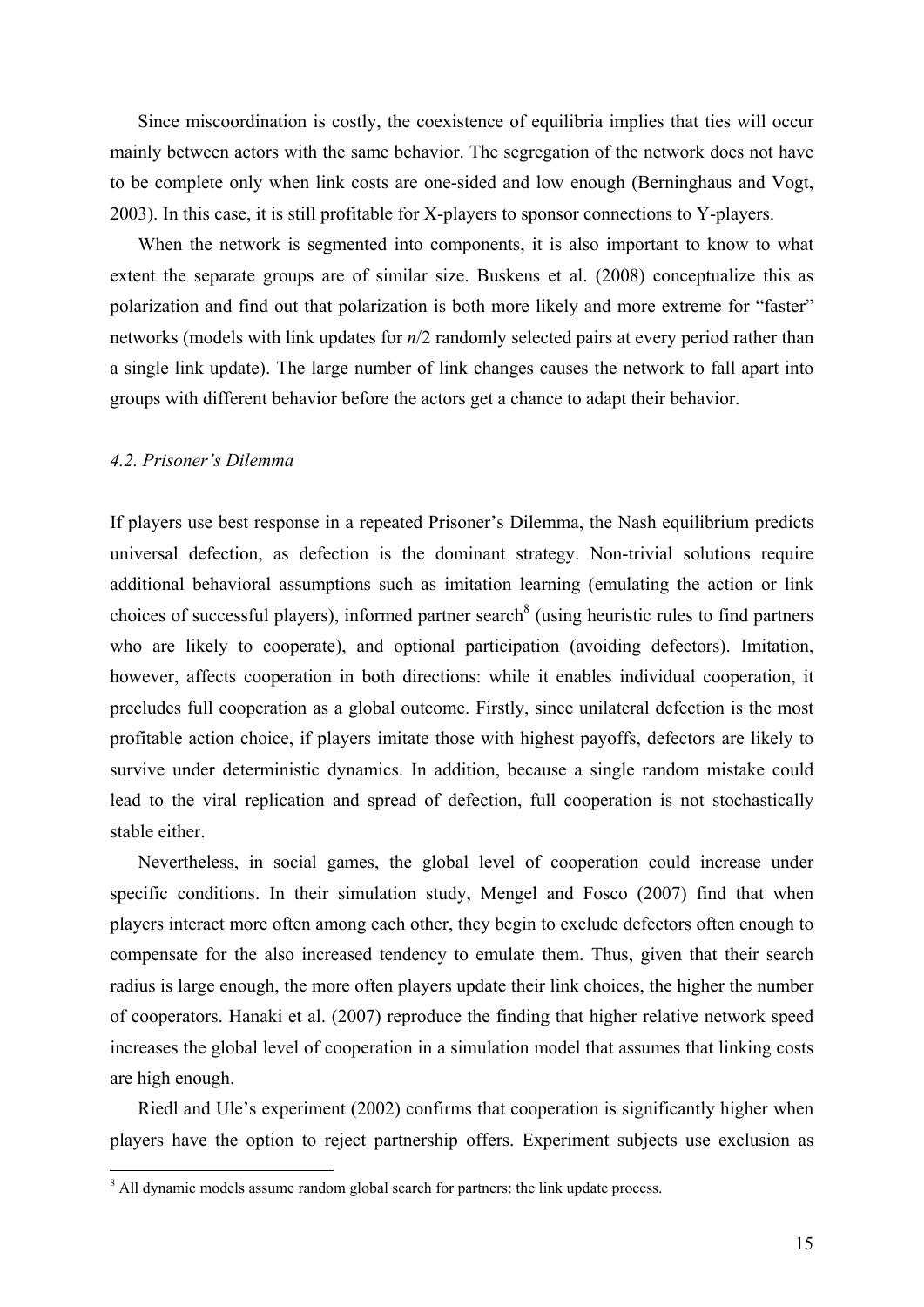Since miscoordination is costly, the coexistence of equilibria implies that ties will occur mainly between actors with the same behavior. The segregation of the network does not have to be complete only when link costs are one-sided and low enough (Berninghaus and Vogt, 2003). In this case, it is still profitable for X-players to sponsor connections to Y-players.

When the network is segmented into components, it is also important to know to what extent the separate groups are of similar size. Buskens et al. (2008) conceptualize this as polarization and find out that polarization is both more likely and more extreme for "faster" networks (models with link updates for $n/2$ randomly selected pairs at every period rather than a single link update). The large number of link changes causes the network to fall apart into groups with different behavior before the actors get a chance to adapt their behavior.

### *4.2. Prisoner's Dilemma*

If players use best response in a repeated Prisoner's Dilemma, the Nash equilibrium predicts universal defection, as defection is the dominant strategy. Non-trivial solutions require additional behavioral assumptions such as imitation learning (emulating the action or link choices of successful players), informed partner search[8] (using heuristic rules to find partners who are likely to cooperate), and optional participation (avoiding defectors). Imitation, however, affects cooperation in both directions: while it enables individual cooperation, it precludes full cooperation as a global outcome. Firstly, since unilateral defection is the most profitable action choice, if players imitate those with highest payoffs, defectors are likely to survive under deterministic dynamics. In addition, because a single random mistake could lead to the viral replication and spread of defection, full cooperation is not stochastically stable either.

Nevertheless, in social games, the global level of cooperation could increase under specific conditions. In their simulation study, Mengel and Fosco (2007) find that when players interact more often among each other, they begin to exclude defectors often enough to compensate for the also increased tendency to emulate them. Thus, given that their search radius is large enough, the more often players update their link choices, the higher the number of cooperators. Hanaki et al. (2007) reproduce the finding that higher relative network speed increases the global level of cooperation in a simulation model that assumes that linking costs are high enough.

Riedl and Ule's experiment (2002) confirms that cooperation is significantly higher when players have the option to reject partnership offers. Experiment subjects use exclusion as

[8] All dynamic models assume random global search for partners: the link update process.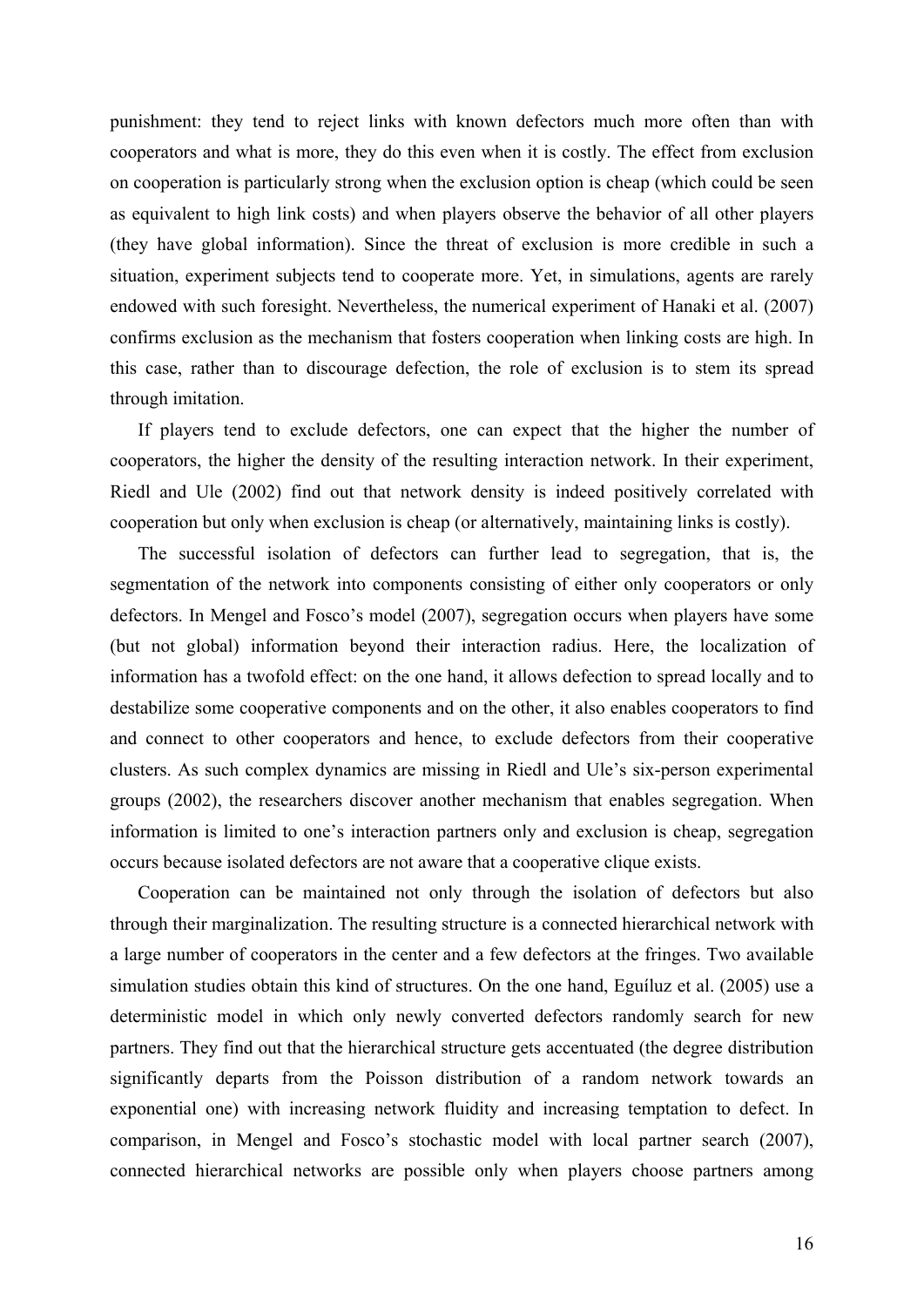punishment: they tend to reject links with known defectors much more often than with cooperators and what is more, they do this even when it is costly. The effect from exclusion on cooperation is particularly strong when the exclusion option is cheap (which could be seen as equivalent to high link costs) and when players observe the behavior of all other players (they have global information). Since the threat of exclusion is more credible in such a situation, experiment subjects tend to cooperate more. Yet, in simulations, agents are rarely endowed with such foresight. Nevertheless, the numerical experiment of Hanaki et al. (2007) confirms exclusion as the mechanism that fosters cooperation when linking costs are high. In this case, rather than to discourage defection, the role of exclusion is to stem its spread through imitation.

If players tend to exclude defectors, one can expect that the higher the number of cooperators, the higher the density of the resulting interaction network. In their experiment, Riedl and Ule (2002) find out that network density is indeed positively correlated with cooperation but only when exclusion is cheap (or alternatively, maintaining links is costly).

The successful isolation of defectors can further lead to segregation, that is, the segmentation of the network into components consisting of either only cooperators or only defectors. In Mengel and Fosco's model (2007), segregation occurs when players have some (but not global) information beyond their interaction radius. Here, the localization of information has a twofold effect: on the one hand, it allows defection to spread locally and to destabilize some cooperative components and on the other, it also enables cooperators to find and connect to other cooperators and hence, to exclude defectors from their cooperative clusters. As such complex dynamics are missing in Riedl and Ule's six-person experimental groups (2002), the researchers discover another mechanism that enables segregation. When information is limited to one's interaction partners only and exclusion is cheap, segregation occurs because isolated defectors are not aware that a cooperative clique exists.

Cooperation can be maintained not only through the isolation of defectors but also through their marginalization. The resulting structure is a connected hierarchical network with a large number of cooperators in the center and a few defectors at the fringes. Two available simulation studies obtain this kind of structures. On the one hand, Eguíluz et al. (2005) use a deterministic model in which only newly converted defectors randomly search for new partners. They find out that the hierarchical structure gets accentuated (the degree distribution significantly departs from the Poisson distribution of a random network towards an exponential one) with increasing network fluidity and increasing temptation to defect. In comparison, in Mengel and Fosco's stochastic model with local partner search (2007), connected hierarchical networks are possible only when players choose partners among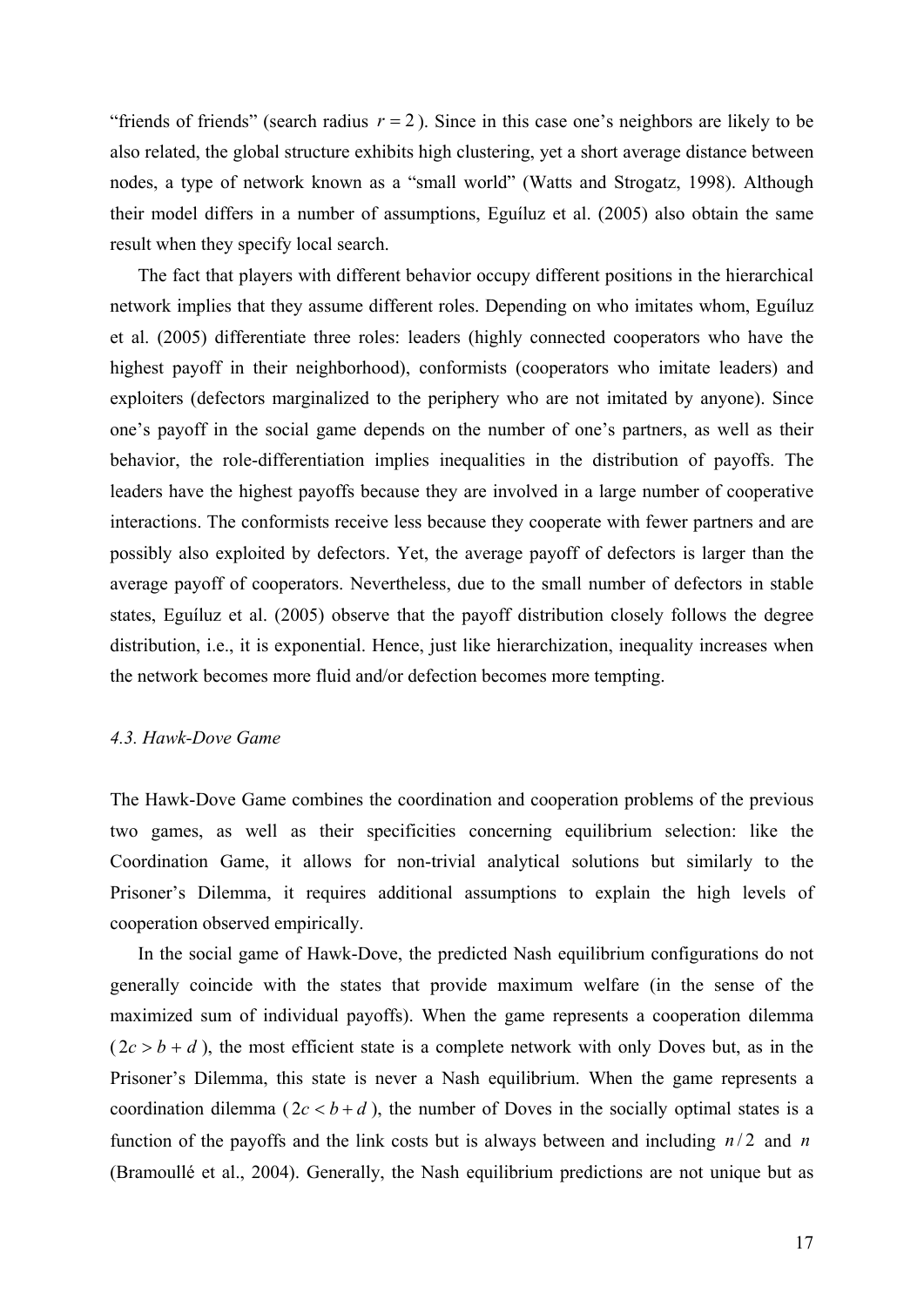"friends of friends" (search radius $r = 2$). Since in this case one's neighbors are likely to be also related, the global structure exhibits high clustering, yet a short average distance between nodes, a type of network known as a "small world" (Watts and Strogatz, 1998). Although their model differs in a number of assumptions, Eguíluz et al. (2005) also obtain the same result when they specify local search.

The fact that players with different behavior occupy different positions in the hierarchical network implies that they assume different roles. Depending on who imitates whom, Eguíluz et al. (2005) differentiate three roles: leaders (highly connected cooperators who have the highest payoff in their neighborhood), conformists (cooperators who imitate leaders) and exploiters (defectors marginalized to the periphery who are not imitated by anyone). Since one's payoff in the social game depends on the number of one's partners, as well as their behavior, the role-differentiation implies inequalities in the distribution of payoffs. The leaders have the highest payoffs because they are involved in a large number of cooperative interactions. The conformists receive less because they cooperate with fewer partners and are possibly also exploited by defectors. Yet, the average payoff of defectors is larger than the average payoff of cooperators. Nevertheless, due to the small number of defectors in stable states, Eguíluz et al. (2005) observe that the payoff distribution closely follows the degree distribution, i.e., it is exponential. Hence, just like hierarchization, inequality increases when the network becomes more fluid and/or defection becomes more tempting.

### *4.3. Hawk-Dove Game*

The Hawk-Dove Game combines the coordination and cooperation problems of the previous two games, as well as their specificities concerning equilibrium selection: like the Coordination Game, it allows for non-trivial analytical solutions but similarly to the Prisoner's Dilemma, it requires additional assumptions to explain the high levels of cooperation observed empirically.

In the social game of Hawk-Dove, the predicted Nash equilibrium configurations do not generally coincide with the states that provide maximum welfare (in the sense of the maximized sum of individual payoffs). When the game represents a cooperation dilemma ($2c > b + d$), the most efficient state is a complete network with only Doves but, as in the Prisoner's Dilemma, this state is never a Nash equilibrium. When the game represents a coordination dilemma ($2c < b + d$), the number of Doves in the socially optimal states is a function of the payoffs and the link costs but is always between and including $n/2$ and $n$ (Bramoullé et al., 2004). Generally, the Nash equilibrium predictions are not unique but as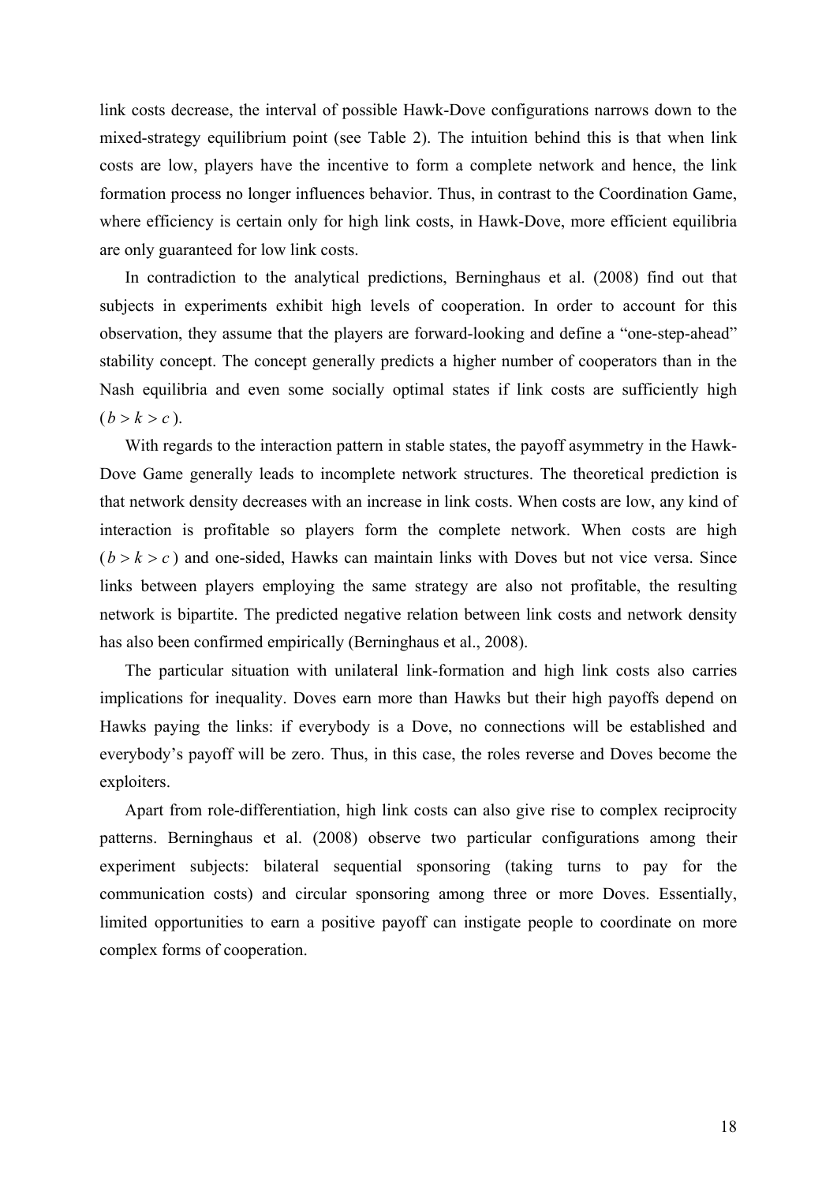link costs decrease, the interval of possible Hawk-Dove configurations narrows down to the mixed-strategy equilibrium point (see Table 2). The intuition behind this is that when link costs are low, players have the incentive to form a complete network and hence, the link formation process no longer influences behavior. Thus, in contrast to the Coordination Game, where efficiency is certain only for high link costs, in Hawk-Dove, more efficient equilibria are only guaranteed for low link costs.

In contradiction to the analytical predictions, Berninghaus et al. (2008) find out that subjects in experiments exhibit high levels of cooperation. In order to account for this observation, they assume that the players are forward-looking and define a "one-step-ahead" stability concept. The concept generally predicts a higher number of cooperators than in the Nash equilibria and even some socially optimal states if link costs are sufficiently high ($b > k > c$).

With regards to the interaction pattern in stable states, the payoff asymmetry in the Hawk-Dove Game generally leads to incomplete network structures. The theoretical prediction is that network density decreases with an increase in link costs. When costs are low, any kind of interaction is profitable so players form the complete network. When costs are high ($b > k > c$) and one-sided, Hawks can maintain links with Doves but not vice versa. Since links between players employing the same strategy are also not profitable, the resulting network is bipartite. The predicted negative relation between link costs and network density has also been confirmed empirically (Berninghaus et al., 2008).

The particular situation with unilateral link-formation and high link costs also carries implications for inequality. Doves earn more than Hawks but their high payoffs depend on Hawks paying the links: if everybody is a Dove, no connections will be established and everybody's payoff will be zero. Thus, in this case, the roles reverse and Doves become the exploiters.

Apart from role-differentiation, high link costs can also give rise to complex reciprocity patterns. Berninghaus et al. (2008) observe two particular configurations among their experiment subjects: bilateral sequential sponsoring (taking turns to pay for the communication costs) and circular sponsoring among three or more Doves. Essentially, limited opportunities to earn a positive payoff can instigate people to coordinate on more complex forms of cooperation.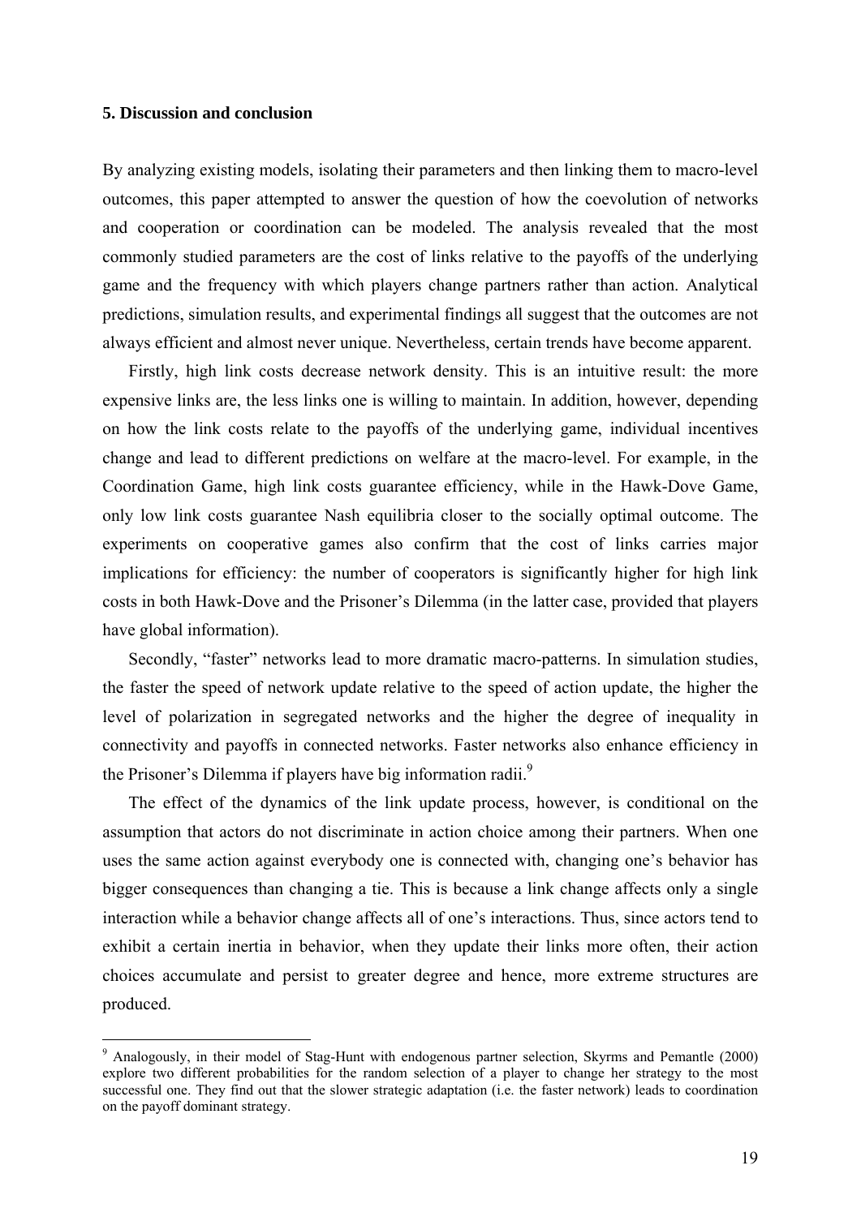## 5. Discussion and conclusion

By analyzing existing models, isolating their parameters and then linking them to macro-level outcomes, this paper attempted to answer the question of how the coevolution of networks and cooperation or coordination can be modeled. The analysis revealed that the most commonly studied parameters are the cost of links relative to the payoffs of the underlying game and the frequency with which players change partners rather than action. Analytical predictions, simulation results, and experimental findings all suggest that the outcomes are not always efficient and almost never unique. Nevertheless, certain trends have become apparent.

Firstly, high link costs decrease network density. This is an intuitive result: the more expensive links are, the less links one is willing to maintain. In addition, however, depending on how the link costs relate to the payoffs of the underlying game, individual incentives change and lead to different predictions on welfare at the macro-level. For example, in the Coordination Game, high link costs guarantee efficiency, while in the Hawk-Dove Game, only low link costs guarantee Nash equilibria closer to the socially optimal outcome. The experiments on cooperative games also confirm that the cost of links carries major implications for efficiency: the number of cooperators is significantly higher for high link costs in both Hawk-Dove and the Prisoner's Dilemma (in the latter case, provided that players have global information).

Secondly, "faster" networks lead to more dramatic macro-patterns. In simulation studies, the faster the speed of network update relative to the speed of action update, the higher the level of polarization in segregated networks and the higher the degree of inequality in connectivity and payoffs in connected networks. Faster networks also enhance efficiency in the Prisoner's Dilemma if players have big information radii.[9]

The effect of the dynamics of the link update process, however, is conditional on the assumption that actors do not discriminate in action choice among their partners. When one uses the same action against everybody one is connected with, changing one's behavior has bigger consequences than changing a tie. This is because a link change affects only a single interaction while a behavior change affects all of one's interactions. Thus, since actors tend to exhibit a certain inertia in behavior, when they update their links more often, their action choices accumulate and persist to greater degree and hence, more extreme structures are produced.

[9] Analogously, in their model of Stag-Hunt with endogenous partner selection, Skyrms and Pemantle (2000) explore two different probabilities for the random selection of a player to change her strategy to the most successful one. They find out that the slower strategic adaptation (i.e. the faster network) leads to coordination on the payoff dominant strategy.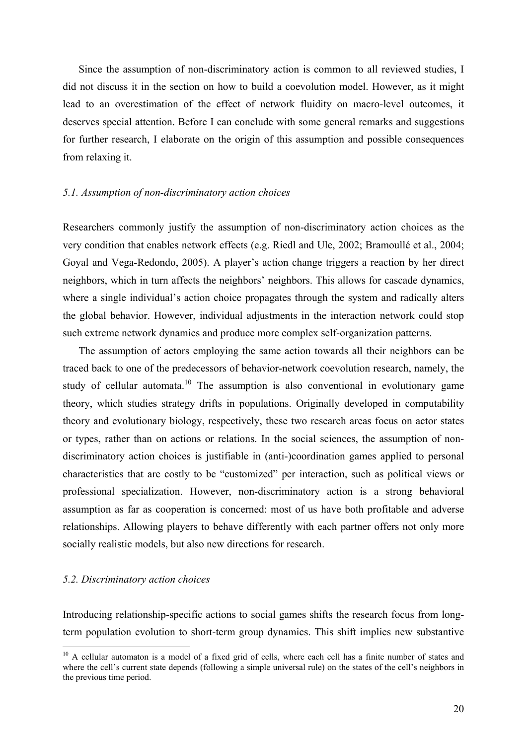Since the assumption of non-discriminatory action is common to all reviewed studies, I did not discuss it in the section on how to build a coevolution model. However, as it might lead to an overestimation of the effect of network fluidity on macro-level outcomes, it deserves special attention. Before I can conclude with some general remarks and suggestions for further research, I elaborate on the origin of this assumption and possible consequences from relaxing it.

### *5.1. Assumption of non-discriminatory action choices*

Researchers commonly justify the assumption of non-discriminatory action choices as the very condition that enables network effects (e.g. Riedl and Ule, 2002; Bramoullé et al., 2004; Goyal and Vega-Redondo, 2005). A player's action change triggers a reaction by her direct neighbors, which in turn affects the neighbors' neighbors. This allows for cascade dynamics, where a single individual's action choice propagates through the system and radically alters the global behavior. However, individual adjustments in the interaction network could stop such extreme network dynamics and produce more complex self-organization patterns.

The assumption of actors employing the same action towards all their neighbors can be traced back to one of the predecessors of behavior-network coevolution research, namely, the study of cellular automata.[10] The assumption is also conventional in evolutionary game theory, which studies strategy drifts in populations. Originally developed in computability theory and evolutionary biology, respectively, these two research areas focus on actor states or types, rather than on actions or relations. In the social sciences, the assumption of non-discriminatory action choices is justifiable in (anti-)coordination games applied to personal characteristics that are costly to be "customized" per interaction, such as political views or professional specialization. However, non-discriminatory action is a strong behavioral assumption as far as cooperation is concerned: most of us have both profitable and adverse relationships. Allowing players to behave differently with each partner offers not only more socially realistic models, but also new directions for research.

### *5.2. Discriminatory action choices*

Introducing relationship-specific actions to social games shifts the research focus from long-term population evolution to short-term group dynamics. This shift implies new substantive

---

[10] A cellular automaton is a model of a fixed grid of cells, where each cell has a finite number of states and where the cell's current state depends (following a simple universal rule) on the states of the cell's neighbors in the previous time period.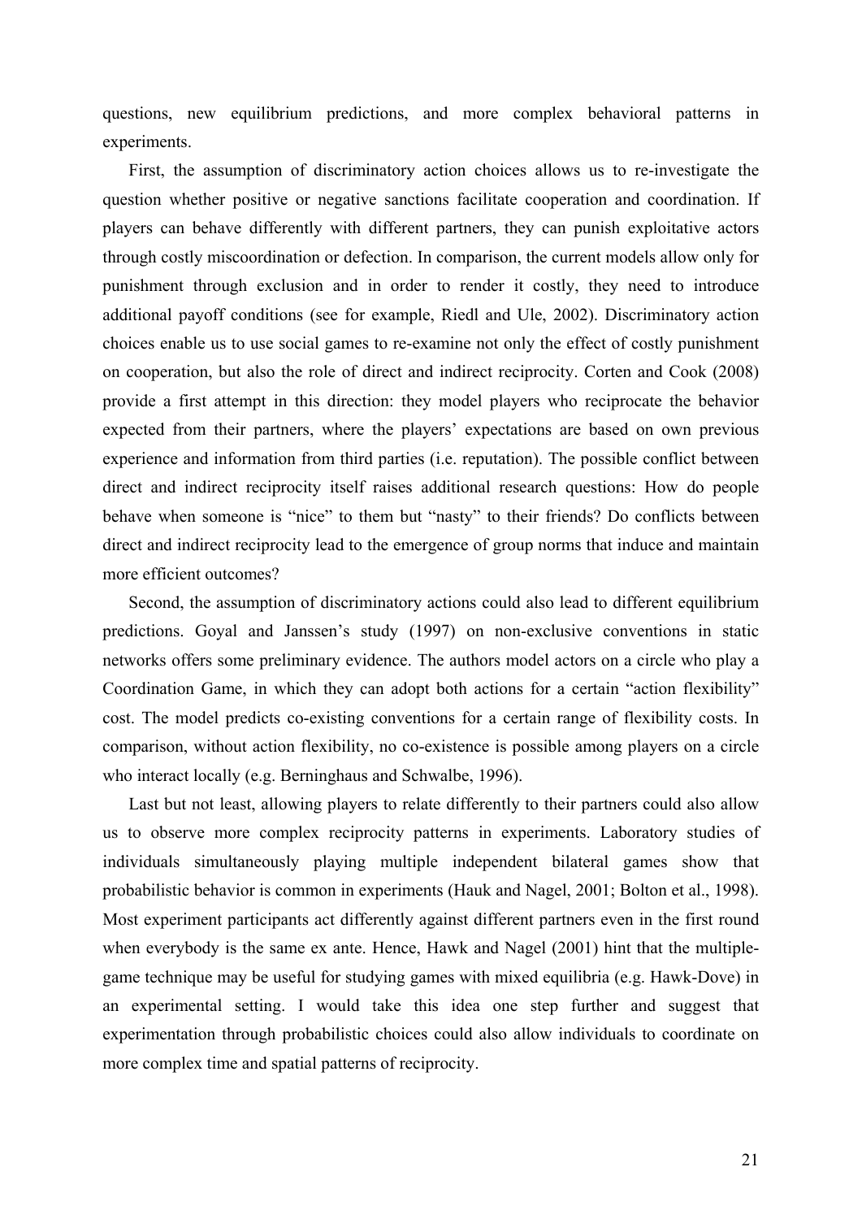questions, new equilibrium predictions, and more complex behavioral patterns in experiments.

First, the assumption of discriminatory action choices allows us to re-investigate the question whether positive or negative sanctions facilitate cooperation and coordination. If players can behave differently with different partners, they can punish exploitative actors through costly miscoordination or defection. In comparison, the current models allow only for punishment through exclusion and in order to render it costly, they need to introduce additional payoff conditions (see for example, Riedl and Ule, 2002). Discriminatory action choices enable us to use social games to re-examine not only the effect of costly punishment on cooperation, but also the role of direct and indirect reciprocity. Corten and Cook (2008) provide a first attempt in this direction: they model players who reciprocate the behavior expected from their partners, where the players' expectations are based on own previous experience and information from third parties (i.e. reputation). The possible conflict between direct and indirect reciprocity itself raises additional research questions: How do people behave when someone is "nice" to them but "nasty" to their friends? Do conflicts between direct and indirect reciprocity lead to the emergence of group norms that induce and maintain more efficient outcomes?

Second, the assumption of discriminatory actions could also lead to different equilibrium predictions. Goyal and Janssen's study (1997) on non-exclusive conventions in static networks offers some preliminary evidence. The authors model actors on a circle who play a Coordination Game, in which they can adopt both actions for a certain "action flexibility" cost. The model predicts co-existing conventions for a certain range of flexibility costs. In comparison, without action flexibility, no co-existence is possible among players on a circle who interact locally (e.g. Berninghaus and Schwalbe, 1996).

Last but not least, allowing players to relate differently to their partners could also allow us to observe more complex reciprocity patterns in experiments. Laboratory studies of individuals simultaneously playing multiple independent bilateral games show that probabilistic behavior is common in experiments (Hauk and Nagel, 2001; Bolton et al., 1998). Most experiment participants act differently against different partners even in the first round when everybody is the same ex ante. Hence, Hawk and Nagel (2001) hint that the multiple-game technique may be useful for studying games with mixed equilibria (e.g. Hawk-Dove) in an experimental setting. I would take this idea one step further and suggest that experimentation through probabilistic choices could also allow individuals to coordinate on more complex time and spatial patterns of reciprocity.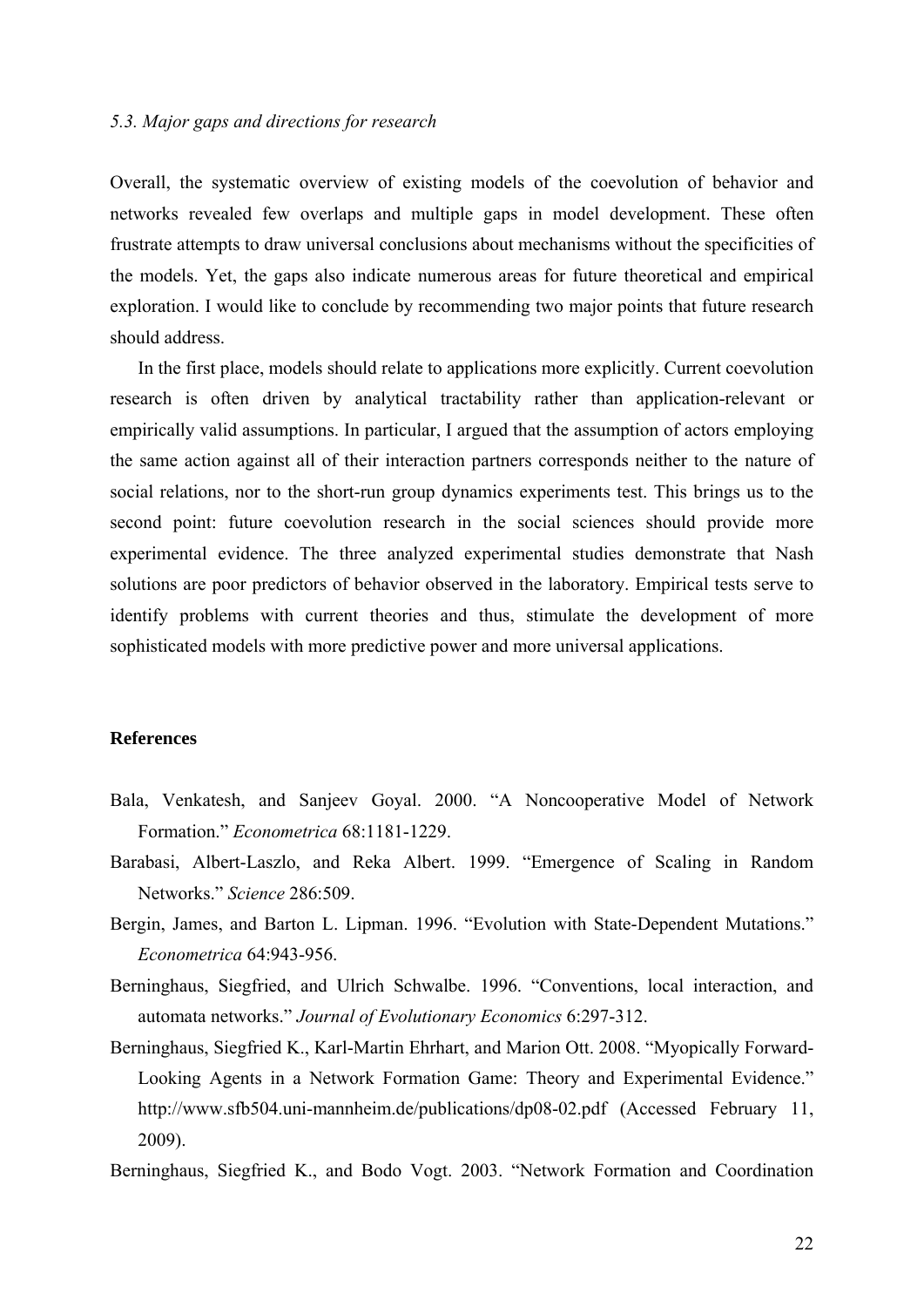### *5.3. Major gaps and directions for research*

Overall, the systematic overview of existing models of the coevolution of behavior and networks revealed few overlaps and multiple gaps in model development. These often frustrate attempts to draw universal conclusions about mechanisms without the specificities of the models. Yet, the gaps also indicate numerous areas for future theoretical and empirical exploration. I would like to conclude by recommending two major points that future research should address.

In the first place, models should relate to applications more explicitly. Current coevolution research is often driven by analytical tractability rather than application-relevant or empirically valid assumptions. In particular, I argued that the assumption of actors employing the same action against all of their interaction partners corresponds neither to the nature of social relations, nor to the short-run group dynamics experiments test. This brings us to the second point: future coevolution research in the social sciences should provide more experimental evidence. The three analyzed experimental studies demonstrate that Nash solutions are poor predictors of behavior observed in the laboratory. Empirical tests serve to identify problems with current theories and thus, stimulate the development of more sophisticated models with more predictive power and more universal applications.

## References

Bala, Venkatesh, and Sanjeev Goyal. 2000. "A Noncooperative Model of Network Formation." *Econometrica* 68:1181-1229.

Barabasi, Albert-Laszlo, and Reka Albert. 1999. "Emergence of Scaling in Random Networks." *Science* 286:509.

Bergin, James, and Barton L. Lipman. 1996. "Evolution with State-Dependent Mutations." *Econometrica* 64:943-956.

Berninghaus, Siegfried, and Ulrich Schwalbe. 1996. "Conventions, local interaction, and automata networks." *Journal of Evolutionary Economics* 6:297-312.

Berninghaus, Siegfried K., Karl-Martin Ehrhart, and Marion Ott. 2008. "Myopically Forward-Looking Agents in a Network Formation Game: Theory and Experimental Evidence." http://www.sfb504.uni-mannheim.de/publications/dp08-02.pdf (Accessed February 11, 2009).

Berninghaus, Siegfried K., and Bodo Vogt. 2003. "Network Formation and Coordination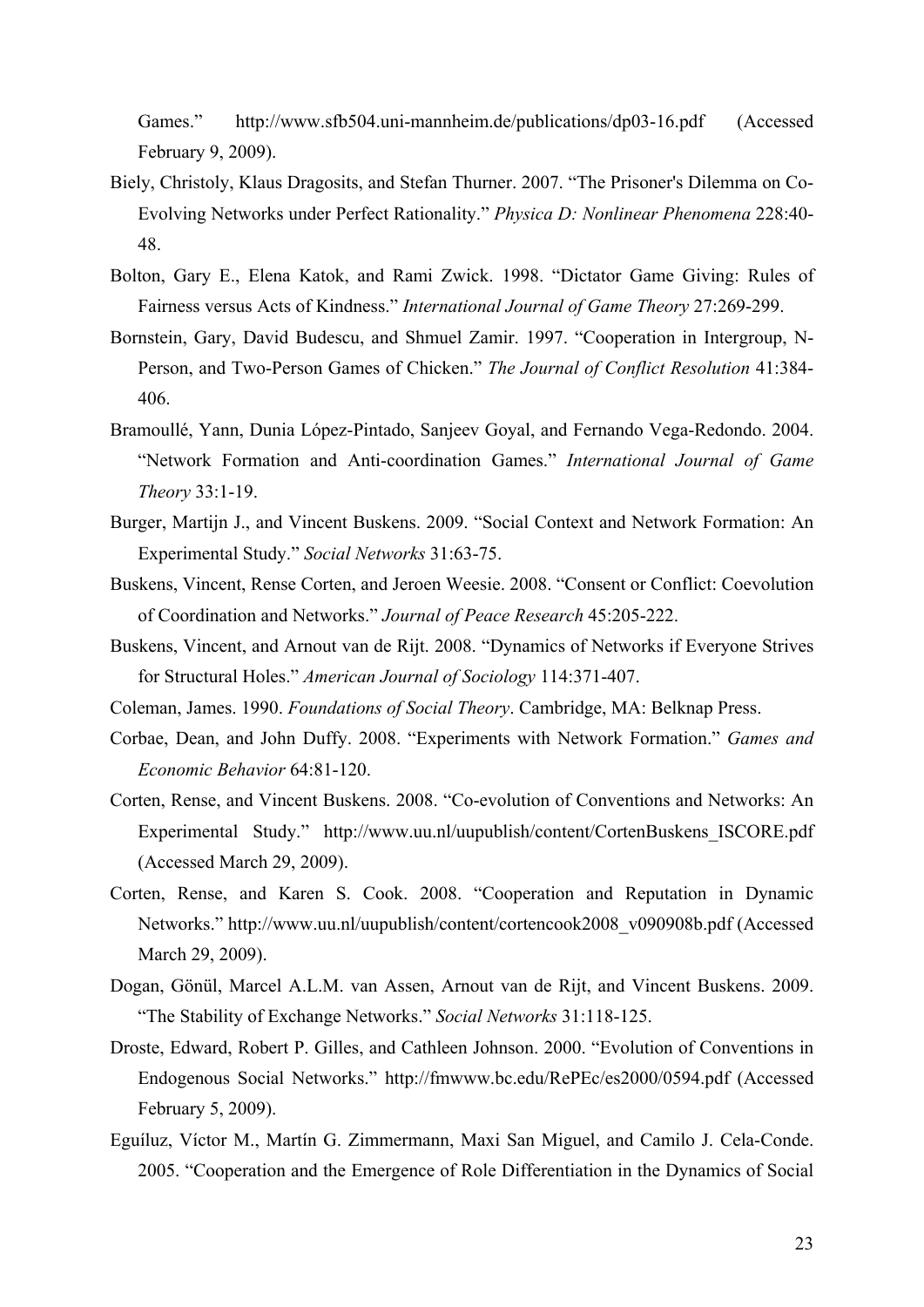Games." http://www.sfb504.uni-mannheim.de/publications/dp03-16.pdf (Accessed February 9, 2009).

Biely, Christoly, Klaus Dragosits, and Stefan Thurner. 2007. "The Prisoner's Dilemma on Co-Evolving Networks under Perfect Rationality." *Physica D: Nonlinear Phenomena* 228:40-48.

Bolton, Gary E., Elena Katok, and Rami Zwick. 1998. "Dictator Game Giving: Rules of Fairness versus Acts of Kindness." *International Journal of Game Theory* 27:269-299.

Bornstein, Gary, David Budescu, and Shmuel Zamir. 1997. "Cooperation in Intergroup, N-Person, and Two-Person Games of Chicken." *The Journal of Conflict Resolution* 41:384-406.

Bramoullé, Yann, Dunia López-Pintado, Sanjeev Goyal, and Fernando Vega-Redondo. 2004. "Network Formation and Anti-coordination Games." *International Journal of Game Theory* 33:1-19.

Burger, Martijn J., and Vincent Buskens. 2009. "Social Context and Network Formation: An Experimental Study." *Social Networks* 31:63-75.

Buskens, Vincent, Rense Corten, and Jeroen Weesie. 2008. "Consent or Conflict: Coevolution of Coordination and Networks." *Journal of Peace Research* 45:205-222.

Buskens, Vincent, and Arnout van de Rijt. 2008. "Dynamics of Networks if Everyone Strives for Structural Holes." *American Journal of Sociology* 114:371-407.

Coleman, James. 1990. *Foundations of Social Theory*. Cambridge, MA: Belknap Press.

Corbae, Dean, and John Duffy. 2008. "Experiments with Network Formation." *Games and Economic Behavior* 64:81-120.

Corten, Rense, and Vincent Buskens. 2008. "Co-evolution of Conventions and Networks: An Experimental Study." http://www.uu.nl/uupublish/content/CortenBuskens_ISCORE.pdf (Accessed March 29, 2009).

Corten, Rense, and Karen S. Cook. 2008. "Cooperation and Reputation in Dynamic Networks." http://www.uu.nl/uupublish/content/cortencook2008_v090908b.pdf (Accessed March 29, 2009).

Dogan, Gönül, Marcel A.L.M. van Assen, Arnout van de Rijt, and Vincent Buskens. 2009. "The Stability of Exchange Networks." *Social Networks* 31:118-125.

Droste, Edward, Robert P. Gilles, and Cathleen Johnson. 2000. "Evolution of Conventions in Endogenous Social Networks." http://fmwww.bc.edu/RePEc/es2000/0594.pdf (Accessed February 5, 2009).

Eguíluz, Víctor M., Martín G. Zimmermann, Maxi San Miguel, and Camilo J. Cela-Conde. 2005. "Cooperation and the Emergence of Role Differentiation in the Dynamics of Social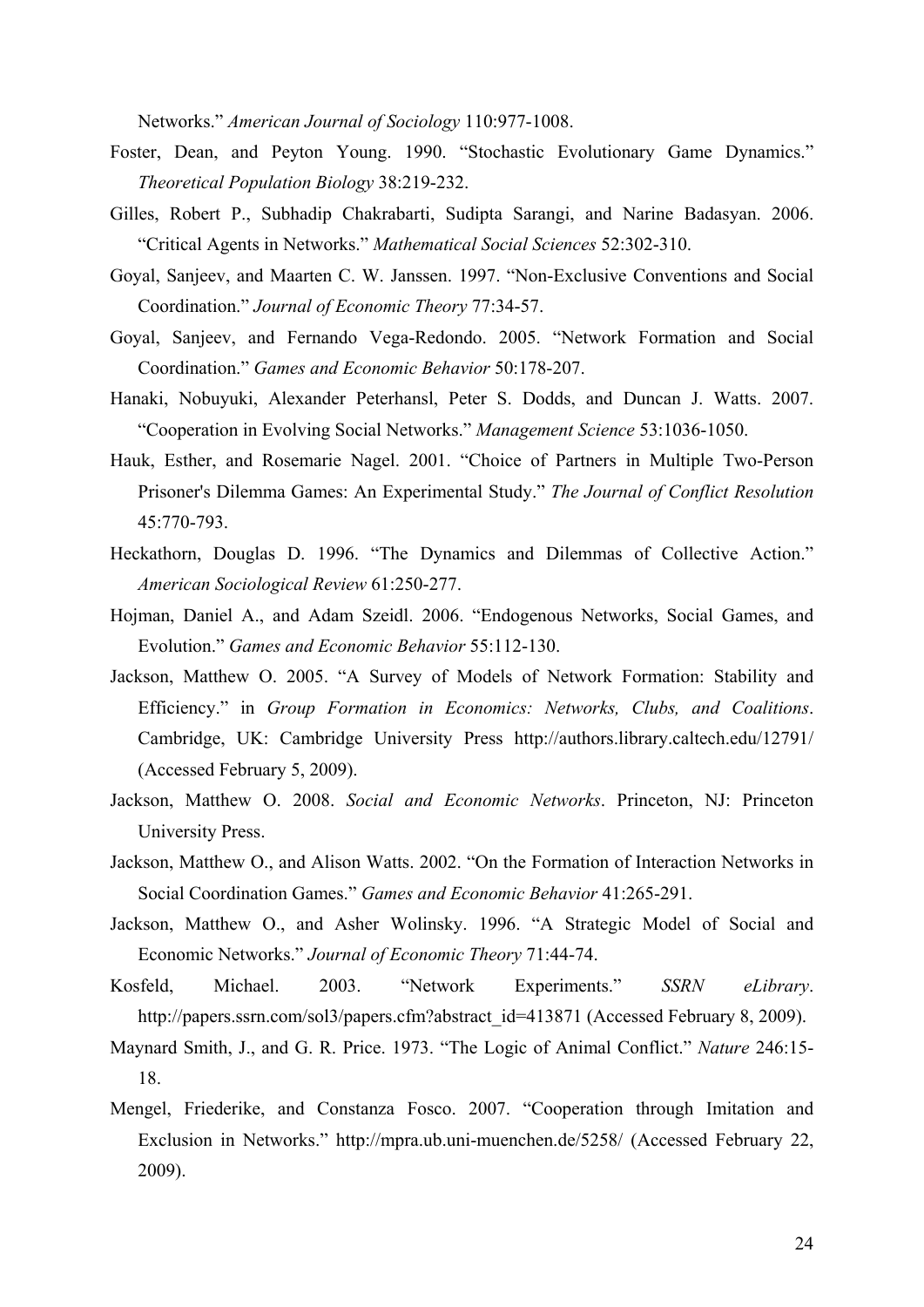Networks." *American Journal of Sociology* 110:977-1008.

Foster, Dean, and Peyton Young. 1990. "Stochastic Evolutionary Game Dynamics." *Theoretical Population Biology* 38:219-232.

Gilles, Robert P., Subhadip Chakrabarti, Sudipta Sarangi, and Narine Badasyan. 2006. "Critical Agents in Networks." *Mathematical Social Sciences* 52:302-310.

Goyal, Sanjeev, and Maarten C. W. Janssen. 1997. "Non-Exclusive Conventions and Social Coordination." *Journal of Economic Theory* 77:34-57.

Goyal, Sanjeev, and Fernando Vega-Redondo. 2005. "Network Formation and Social Coordination." *Games and Economic Behavior* 50:178-207.

Hanaki, Nobuyuki, Alexander Peterhansl, Peter S. Dodds, and Duncan J. Watts. 2007. "Cooperation in Evolving Social Networks." *Management Science* 53:1036-1050.

Hauk, Esther, and Rosemarie Nagel. 2001. "Choice of Partners in Multiple Two-Person Prisoner's Dilemma Games: An Experimental Study." *The Journal of Conflict Resolution* 45:770-793.

Heckathorn, Douglas D. 1996. "The Dynamics and Dilemmas of Collective Action." *American Sociological Review* 61:250-277.

Hojman, Daniel A., and Adam Szeidl. 2006. "Endogenous Networks, Social Games, and Evolution." *Games and Economic Behavior* 55:112-130.

Jackson, Matthew O. 2005. "A Survey of Models of Network Formation: Stability and Efficiency." in *Group Formation in Economics: Networks, Clubs, and Coalitions*. Cambridge, UK: Cambridge University Press http://authors.library.caltech.edu/12791/ (Accessed February 5, 2009).

Jackson, Matthew O. 2008. *Social and Economic Networks*. Princeton, NJ: Princeton University Press.

Jackson, Matthew O., and Alison Watts. 2002. "On the Formation of Interaction Networks in Social Coordination Games." *Games and Economic Behavior* 41:265-291.

Jackson, Matthew O., and Asher Wolinsky. 1996. "A Strategic Model of Social and Economic Networks." *Journal of Economic Theory* 71:44-74.

Kosfeld, Michael. 2003. "Network Experiments." *SSRN eLibrary*. http://papers.ssrn.com/sol3/papers.cfm?abstract_id=413871 (Accessed February 8, 2009).

Maynard Smith, J., and G. R. Price. 1973. "The Logic of Animal Conflict." *Nature* 246:15-18.

Mengel, Friederike, and Constanza Fosco. 2007. "Cooperation through Imitation and Exclusion in Networks." http://mpra.ub.uni-muenchen.de/5258/ (Accessed February 22, 2009).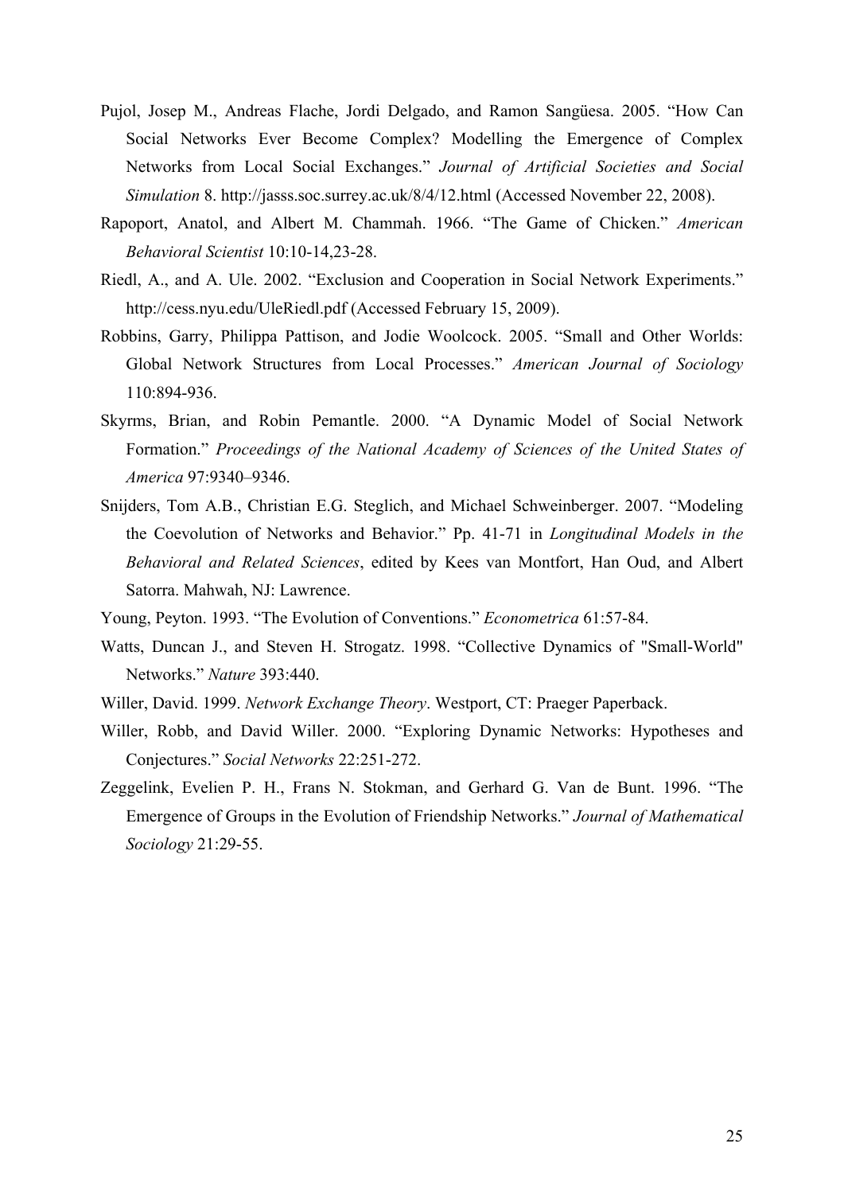Pujol, Josep M., Andreas Flache, Jordi Delgado, and Ramon Sangüesa. 2005. "How Can Social Networks Ever Become Complex? Modelling the Emergence of Complex Networks from Local Social Exchanges." *Journal of Artificial Societies and Social Simulation* 8. http://jasss.soc.surrey.ac.uk/8/4/12.html (Accessed November 22, 2008).

Rapoport, Anatol, and Albert M. Chammah. 1966. "The Game of Chicken." *American Behavioral Scientist* 10:10-14,23-28.

Riedl, A., and A. Ule. 2002. "Exclusion and Cooperation in Social Network Experiments." http://cess.nyu.edu/UleRiedl.pdf (Accessed February 15, 2009).

Robbins, Garry, Philippa Pattison, and Jodie Woolcock. 2005. "Small and Other Worlds: Global Network Structures from Local Processes." *American Journal of Sociology* 110:894-936.

Skyrms, Brian, and Robin Pemantle. 2000. "A Dynamic Model of Social Network Formation." *Proceedings of the National Academy of Sciences of the United States of America* 97:9340–9346.

Snijders, Tom A.B., Christian E.G. Steglich, and Michael Schweinberger. 2007. "Modeling the Coevolution of Networks and Behavior." Pp. 41-71 in *Longitudinal Models in the Behavioral and Related Sciences*, edited by Kees van Montfort, Han Oud, and Albert Satorra. Mahwah, NJ: Lawrence.

Young, Peyton. 1993. "The Evolution of Conventions." *Econometrica* 61:57-84.

Watts, Duncan J., and Steven H. Strogatz. 1998. "Collective Dynamics of "Small-World" Networks." *Nature* 393:440.

Willer, David. 1999. *Network Exchange Theory*. Westport, CT: Praeger Paperback.

Willer, Robb, and David Willer. 2000. "Exploring Dynamic Networks: Hypotheses and Conjectures." *Social Networks* 22:251-272.

Zeggelink, Evelien P. H., Frans N. Stokman, and Gerhard G. Van de Bunt. 1996. "The Emergence of Groups in the Evolution of Friendship Networks." *Journal of Mathematical Sociology* 21:29-55.